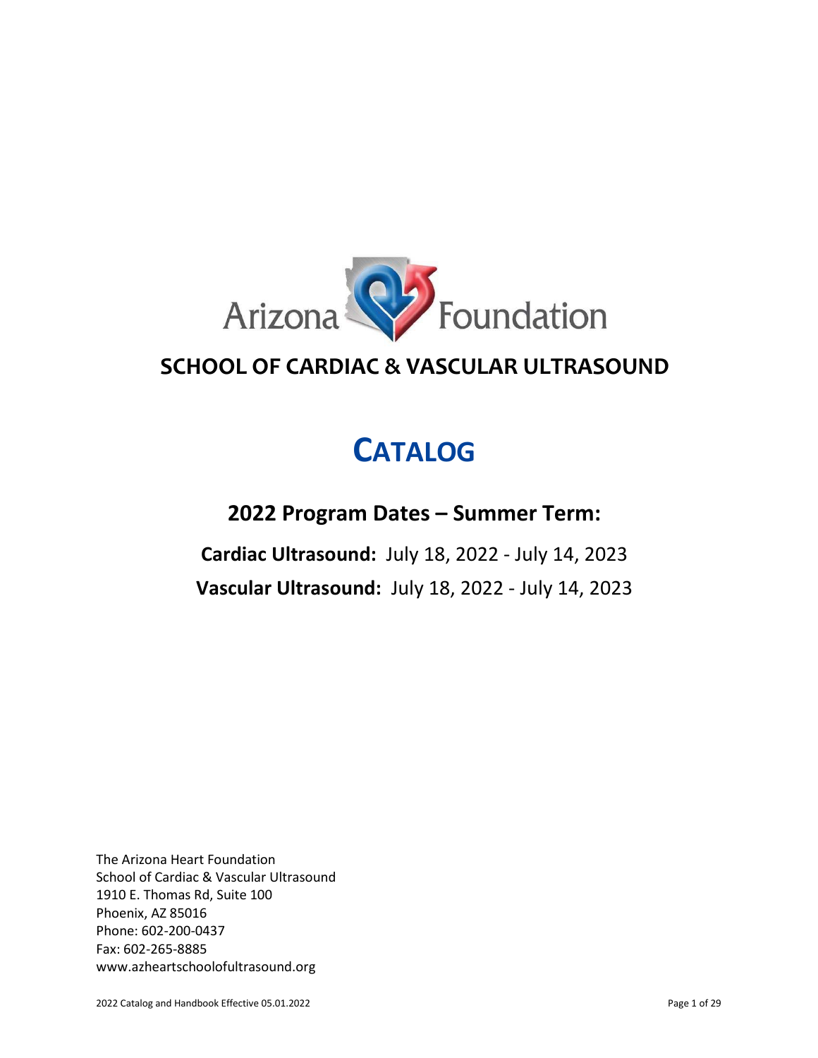Arizona Foundation

# SCHOOL OF CARDIAC & VASCULAR ULTRASOUND

# CATALOG

## 2022 Program Dates – Summer Term:

**Cardiac Ultrasound:** July 18, 2022 - July 14, 2023

**Vascular Ultrasound:** July 18, 2022 - July 14, 2023

The Arizona Heart Foundation
School of Cardiac & Vascular Ultrasound
1910 E. Thomas Rd, Suite 100
Phoenix, AZ 85016
Phone: 602-200-0437
Fax: 602-265-8885
www.azheartschoolofultrasound.org

2022 Catalog and Handbook Effective 05.01.2022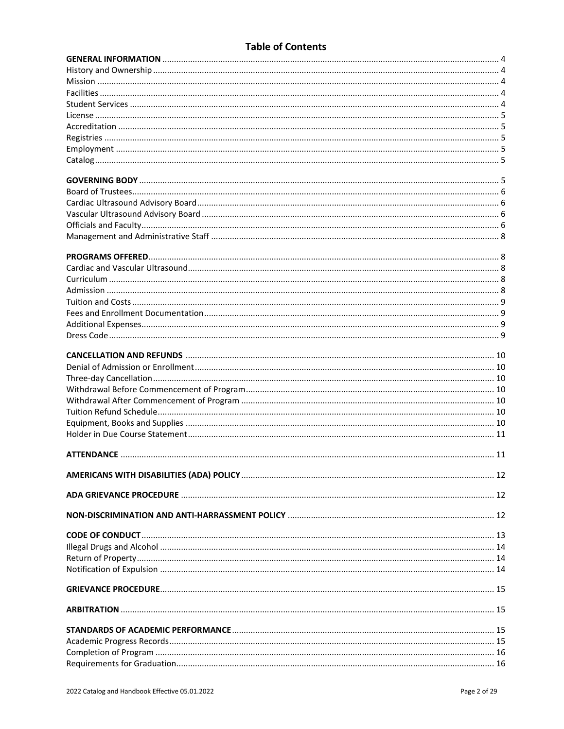# Table of Contents

**GENERAL INFORMATION** ........ 4
History and Ownership ........ 4
Mission ........ 4
Facilities ........ 4
Student Services ........ 4
License ........ 5
Accreditation ........ 5
Registries ........ 5
Employment ........ 5
Catalog ........ 5

**GOVERNING BODY** ........ 5
Board of Trustees ........ 6
Cardiac Ultrasound Advisory Board ........ 6
Vascular Ultrasound Advisory Board ........ 6
Officials and Faculty ........ 6
Management and Administrative Staff ........ 8

**PROGRAMS OFFERED** ........ 8
Cardiac and Vascular Ultrasound ........ 8
Curriculum ........ 8
Admission ........ 8
Tuition and Costs ........ 9
Fees and Enrollment Documentation ........ 9
Additional Expenses ........ 9
Dress Code ........ 9

**CANCELLATION AND REFUNDS** ........ 10
Denial of Admission or Enrollment ........ 10
Three-day Cancellation ........ 10
Withdrawal Before Commencement of Program ........ 10
Withdrawal After Commencement of Program ........ 10
Tuition Refund Schedule ........ 10
Equipment, Books and Supplies ........ 10
Holder in Due Course Statement ........ 11

**ATTENDANCE** ........ 11

**AMERICANS WITH DISABILITIES (ADA) POLICY** ........ 12

**ADA GRIEVANCE PROCEDURE** ........ 12

**NON-DISCRIMINATION AND ANTI-HARRASSMENT POLICY** ........ 12

**CODE OF CONDUCT** ........ 13
Illegal Drugs and Alcohol ........ 14
Return of Property ........ 14
Notification of Expulsion ........ 14

**GRIEVANCE PROCEDURE** ........ 15

**ARBITRATION** ........ 15

**STANDARDS OF ACADEMIC PERFORMANCE** ........ 15
Academic Progress Records ........ 15
Completion of Program ........ 16
Requirements for Graduation ........ 16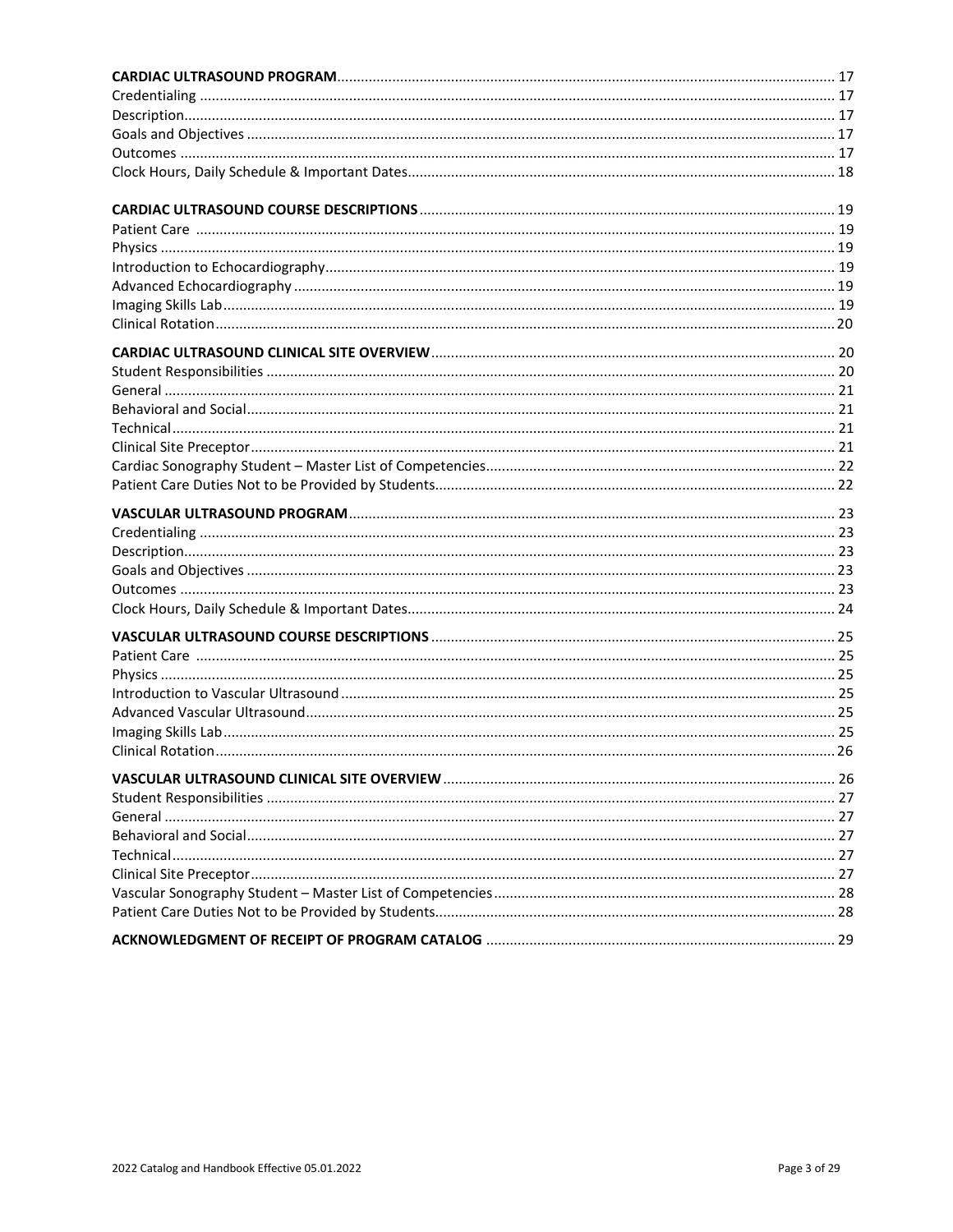**CARDIAC ULTRASOUND PROGRAM** ........ 17
Credentialing ........ 17
Description ........ 17
Goals and Objectives ........ 17
Outcomes ........ 17
Clock Hours, Daily Schedule & Important Dates ........ 18

**CARDIAC ULTRASOUND COURSE DESCRIPTIONS** ........ 19
Patient Care ........ 19
Physics ........ 19
Introduction to Echocardiography ........ 19
Advanced Echocardiography ........ 19
Imaging Skills Lab ........ 19
Clinical Rotation ........ 20

**CARDIAC ULTRASOUND CLINICAL SITE OVERVIEW** ........ 20
Student Responsibilities ........ 20
General ........ 21
Behavioral and Social ........ 21
Technical ........ 21
Clinical Site Preceptor ........ 21
Cardiac Sonography Student – Master List of Competencies ........ 22
Patient Care Duties Not to be Provided by Students ........ 22

**VASCULAR ULTRASOUND PROGRAM** ........ 23
Credentialing ........ 23
Description ........ 23
Goals and Objectives ........ 23
Outcomes ........ 23
Clock Hours, Daily Schedule & Important Dates ........ 24

**VASCULAR ULTRASOUND COURSE DESCRIPTIONS** ........ 25
Patient Care ........ 25
Physics ........ 25
Introduction to Vascular Ultrasound ........ 25
Advanced Vascular Ultrasound ........ 25
Imaging Skills Lab ........ 25
Clinical Rotation ........ 26

**VASCULAR ULTRASOUND CLINICAL SITE OVERVIEW** ........ 26
Student Responsibilities ........ 27
General ........ 27
Behavioral and Social ........ 27
Technical ........ 27
Clinical Site Preceptor ........ 27
Vascular Sonography Student – Master List of Competencies ........ 28
Patient Care Duties Not to be Provided by Students ........ 28

**ACKNOWLEDGMENT OF RECEIPT OF PROGRAM CATALOG** ........ 29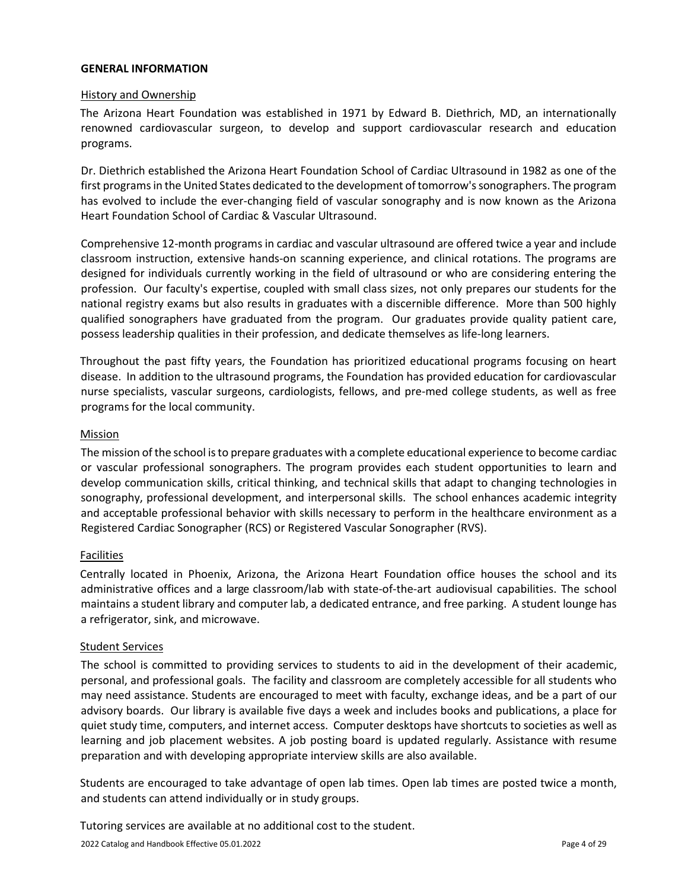## GENERAL INFORMATION

### History and Ownership

The Arizona Heart Foundation was established in 1971 by Edward B. Diethrich, MD, an internationally renowned cardiovascular surgeon, to develop and support cardiovascular research and education programs.

Dr. Diethrich established the Arizona Heart Foundation School of Cardiac Ultrasound in 1982 as one of the first programs in the United States dedicated to the development of tomorrow's sonographers. The program has evolved to include the ever-changing field of vascular sonography and is now known as the Arizona Heart Foundation School of Cardiac & Vascular Ultrasound.

Comprehensive 12-month programs in cardiac and vascular ultrasound are offered twice a year and include classroom instruction, extensive hands-on scanning experience, and clinical rotations. The programs are designed for individuals currently working in the field of ultrasound or who are considering entering the profession. Our faculty's expertise, coupled with small class sizes, not only prepares our students for the national registry exams but also results in graduates with a discernible difference. More than 500 highly qualified sonographers have graduated from the program. Our graduates provide quality patient care, possess leadership qualities in their profession, and dedicate themselves as life-long learners.

Throughout the past fifty years, the Foundation has prioritized educational programs focusing on heart disease. In addition to the ultrasound programs, the Foundation has provided education for cardiovascular nurse specialists, vascular surgeons, cardiologists, fellows, and pre-med college students, as well as free programs for the local community.

### Mission

The mission of the school is to prepare graduates with a complete educational experience to become cardiac or vascular professional sonographers. The program provides each student opportunities to learn and develop communication skills, critical thinking, and technical skills that adapt to changing technologies in sonography, professional development, and interpersonal skills. The school enhances academic integrity and acceptable professional behavior with skills necessary to perform in the healthcare environment as a Registered Cardiac Sonographer (RCS) or Registered Vascular Sonographer (RVS).

### Facilities

Centrally located in Phoenix, Arizona, the Arizona Heart Foundation office houses the school and its administrative offices and a large classroom/lab with state-of-the-art audiovisual capabilities. The school maintains a student library and computer lab, a dedicated entrance, and free parking. A student lounge has a refrigerator, sink, and microwave.

### Student Services

The school is committed to providing services to students to aid in the development of their academic, personal, and professional goals. The facility and classroom are completely accessible for all students who may need assistance. Students are encouraged to meet with faculty, exchange ideas, and be a part of our advisory boards. Our library is available five days a week and includes books and publications, a place for quiet study time, computers, and internet access. Computer desktops have shortcuts to societies as well as learning and job placement websites. A job posting board is updated regularly. Assistance with resume preparation and with developing appropriate interview skills are also available.

Students are encouraged to take advantage of open lab times. Open lab times are posted twice a month, and students can attend individually or in study groups.

Tutoring services are available at no additional cost to the student.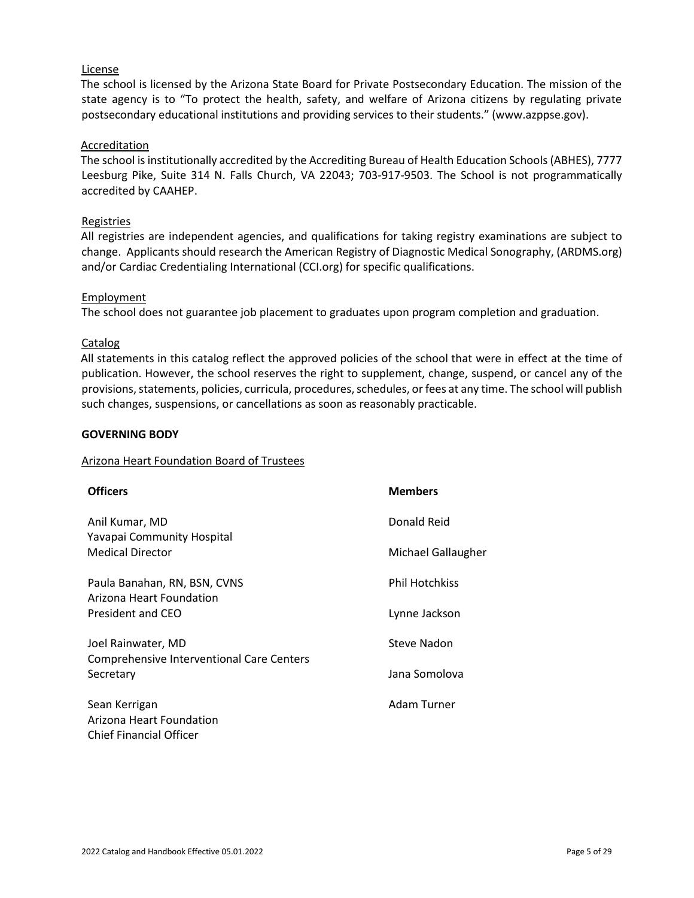License

The school is licensed by the Arizona State Board for Private Postsecondary Education. The mission of the state agency is to "To protect the health, safety, and welfare of Arizona citizens by regulating private postsecondary educational institutions and providing services to their students." (www.azppse.gov).

Accreditation

The school is institutionally accredited by the Accrediting Bureau of Health Education Schools (ABHES), 7777 Leesburg Pike, Suite 314 N. Falls Church, VA 22043; 703-917-9503. The School is not programmatically accredited by CAAHEP.

Registries

All registries are independent agencies, and qualifications for taking registry examinations are subject to change. Applicants should research the American Registry of Diagnostic Medical Sonography, (ARDMS.org) and/or Cardiac Credentialing International (CCI.org) for specific qualifications.

Employment

The school does not guarantee job placement to graduates upon program completion and graduation.

Catalog

All statements in this catalog reflect the approved policies of the school that were in effect at the time of publication. However, the school reserves the right to supplement, change, suspend, or cancel any of the provisions, statements, policies, curricula, procedures, schedules, or fees at any time. The school will publish such changes, suspensions, or cancellations as soon as reasonably practicable.

## GOVERNING BODY

Arizona Heart Foundation Board of Trustees

**Officers**

Anil Kumar, MD
Yavapai Community Hospital
Medical Director

Paula Banahan, RN, BSN, CVNS
Arizona Heart Foundation
President and CEO

Joel Rainwater, MD
Comprehensive Interventional Care Centers
Secretary

Sean Kerrigan
Arizona Heart Foundation
Chief Financial Officer

**Members**

Donald Reid

Michael Gallaugher

Phil Hotchkiss

Lynne Jackson

Steve Nadon

Jana Somolova

Adam Turner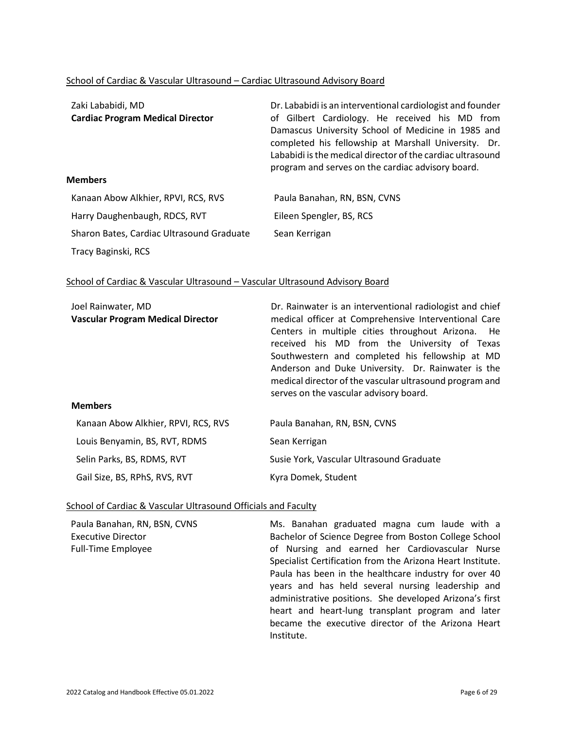## School of Cardiac & Vascular Ultrasound – Cardiac Ultrasound Advisory Board

Zaki Lababidi, MD
**Cardiac Program Medical Director**

Dr. Lababidi is an interventional cardiologist and founder of Gilbert Cardiology. He received his MD from Damascus University School of Medicine in 1985 and completed his fellowship at Marshall University. Dr. Lababidi is the medical director of the cardiac ultrasound program and serves on the cardiac advisory board.

**Members**

- Kanaan Abow Alkhier, RPVI, RCS, RVS
- Harry Daughenbaugh, RDCS, RVT
- Sharon Bates, Cardiac Ultrasound Graduate
- Tracy Baginski, RCS
- Paula Banahan, RN, BSN, CVNS
- Eileen Spengler, BS, RCS
- Sean Kerrigan

## School of Cardiac & Vascular Ultrasound – Vascular Ultrasound Advisory Board

Joel Rainwater, MD
**Vascular Program Medical Director**

Dr. Rainwater is an interventional radiologist and chief medical officer at Comprehensive Interventional Care Centers in multiple cities throughout Arizona. He received his MD from the University of Texas Southwestern and completed his fellowship at MD Anderson and Duke University. Dr. Rainwater is the medical director of the vascular ultrasound program and serves on the vascular advisory board.

**Members**

- Kanaan Abow Alkhier, RPVI, RCS, RVS
- Louis Benyamin, BS, RVT, RDMS
- Selin Parks, BS, RDMS, RVT
- Gail Size, BS, RPhS, RVS, RVT
- Paula Banahan, RN, BSN, CVNS
- Sean Kerrigan
- Susie York, Vascular Ultrasound Graduate
- Kyra Domek, Student

## School of Cardiac & Vascular Ultrasound Officials and Faculty

Paula Banahan, RN, BSN, CVNS
Executive Director
Full-Time Employee

Ms. Banahan graduated magna cum laude with a Bachelor of Science Degree from Boston College School of Nursing and earned her Cardiovascular Nurse Specialist Certification from the Arizona Heart Institute. Paula has been in the healthcare industry for over 40 years and has held several nursing leadership and administrative positions. She developed Arizona's first heart and heart-lung transplant program and later became the executive director of the Arizona Heart Institute.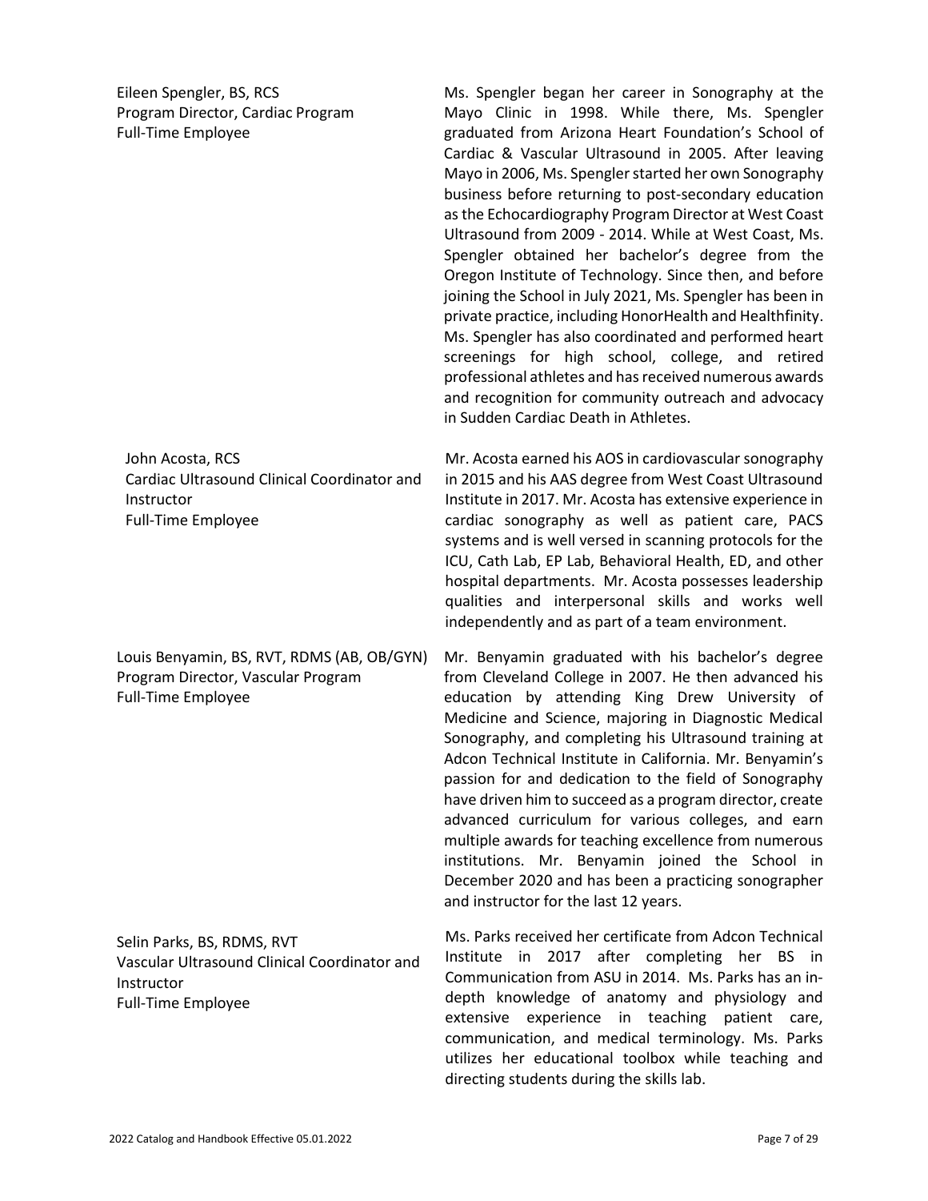Eileen Spengler, BS, RCS
Program Director, Cardiac Program
Full-Time Employee

Ms. Spengler began her career in Sonography at the Mayo Clinic in 1998. While there, Ms. Spengler graduated from Arizona Heart Foundation's School of Cardiac & Vascular Ultrasound in 2005. After leaving Mayo in 2006, Ms. Spengler started her own Sonography business before returning to post-secondary education as the Echocardiography Program Director at West Coast Ultrasound from 2009 - 2014. While at West Coast, Ms. Spengler obtained her bachelor's degree from the Oregon Institute of Technology. Since then, and before joining the School in July 2021, Ms. Spengler has been in private practice, including HonorHealth and Healthfinity. Ms. Spengler has also coordinated and performed heart screenings for high school, college, and retired professional athletes and has received numerous awards and recognition for community outreach and advocacy in Sudden Cardiac Death in Athletes.

John Acosta, RCS
Cardiac Ultrasound Clinical Coordinator and Instructor
Full-Time Employee

Mr. Acosta earned his AOS in cardiovascular sonography in 2015 and his AAS degree from West Coast Ultrasound Institute in 2017. Mr. Acosta has extensive experience in cardiac sonography as well as patient care, PACS systems and is well versed in scanning protocols for the ICU, Cath Lab, EP Lab, Behavioral Health, ED, and other hospital departments. Mr. Acosta possesses leadership qualities and interpersonal skills and works well independently and as part of a team environment.

Louis Benyamin, BS, RVT, RDMS (AB, OB/GYN)
Program Director, Vascular Program
Full-Time Employee

Mr. Benyamin graduated with his bachelor's degree from Cleveland College in 2007. He then advanced his education by attending King Drew University of Medicine and Science, majoring in Diagnostic Medical Sonography, and completing his Ultrasound training at Adcon Technical Institute in California. Mr. Benyamin's passion for and dedication to the field of Sonography have driven him to succeed as a program director, create advanced curriculum for various colleges, and earn multiple awards for teaching excellence from numerous institutions. Mr. Benyamin joined the School in December 2020 and has been a practicing sonographer and instructor for the last 12 years.

Selin Parks, BS, RDMS, RVT
Vascular Ultrasound Clinical Coordinator and Instructor
Full-Time Employee

Ms. Parks received her certificate from Adcon Technical Institute in 2017 after completing her BS in Communication from ASU in 2014. Ms. Parks has an in-depth knowledge of anatomy and physiology and extensive experience in teaching patient care, communication, and medical terminology. Ms. Parks utilizes her educational toolbox while teaching and directing students during the skills lab.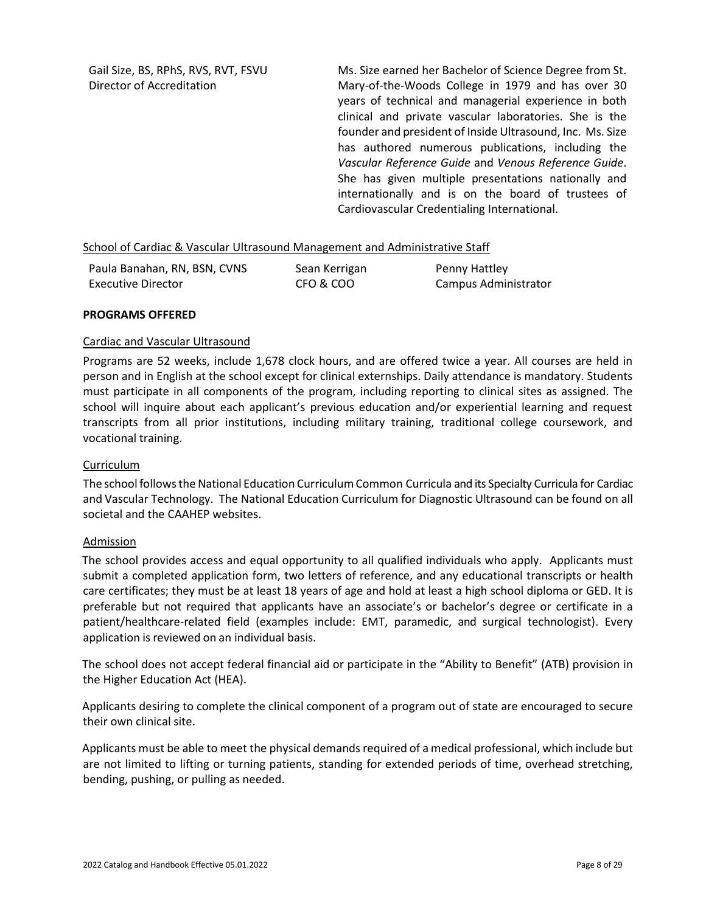Gail Size, BS, RPhS, RVS, RVT, FSVU
Director of Accreditation

Ms. Size earned her Bachelor of Science Degree from St. Mary-of-the-Woods College in 1979 and has over 30 years of technical and managerial experience in both clinical and private vascular laboratories. She is the founder and president of Inside Ultrasound, Inc. Ms. Size has authored numerous publications, including the *Vascular Reference Guide* and *Venous Reference Guide*. She has given multiple presentations nationally and internationally and is on the board of trustees of Cardiovascular Credentialing International.

School of Cardiac & Vascular Ultrasound Management and Administrative Staff

| Paula Banahan, RN, BSN, CVNS | Sean Kerrigan | Penny Hattley |
|---|---|---|
| Executive Director | CFO & COO | Campus Administrator |

## PROGRAMS OFFERED

### Cardiac and Vascular Ultrasound

Programs are 52 weeks, include 1,678 clock hours, and are offered twice a year. All courses are held in person and in English at the school except for clinical externships. Daily attendance is mandatory. Students must participate in all components of the program, including reporting to clinical sites as assigned. The school will inquire about each applicant's previous education and/or experiential learning and request transcripts from all prior institutions, including military training, traditional college coursework, and vocational training.

### Curriculum

The school follows the National Education Curriculum Common Curricula and its Specialty Curricula for Cardiac and Vascular Technology. The National Education Curriculum for Diagnostic Ultrasound can be found on all societal and the CAAHEP websites.

### Admission

The school provides access and equal opportunity to all qualified individuals who apply. Applicants must submit a completed application form, two letters of reference, and any educational transcripts or health care certificates; they must be at least 18 years of age and hold at least a high school diploma or GED. It is preferable but not required that applicants have an associate's or bachelor's degree or certificate in a patient/healthcare-related field (examples include: EMT, paramedic, and surgical technologist). Every application is reviewed on an individual basis.

The school does not accept federal financial aid or participate in the "Ability to Benefit" (ATB) provision in the Higher Education Act (HEA).

Applicants desiring to complete the clinical component of a program out of state are encouraged to secure their own clinical site.

Applicants must be able to meet the physical demands required of a medical professional, which include but are not limited to lifting or turning patients, standing for extended periods of time, overhead stretching, bending, pushing, or pulling as needed.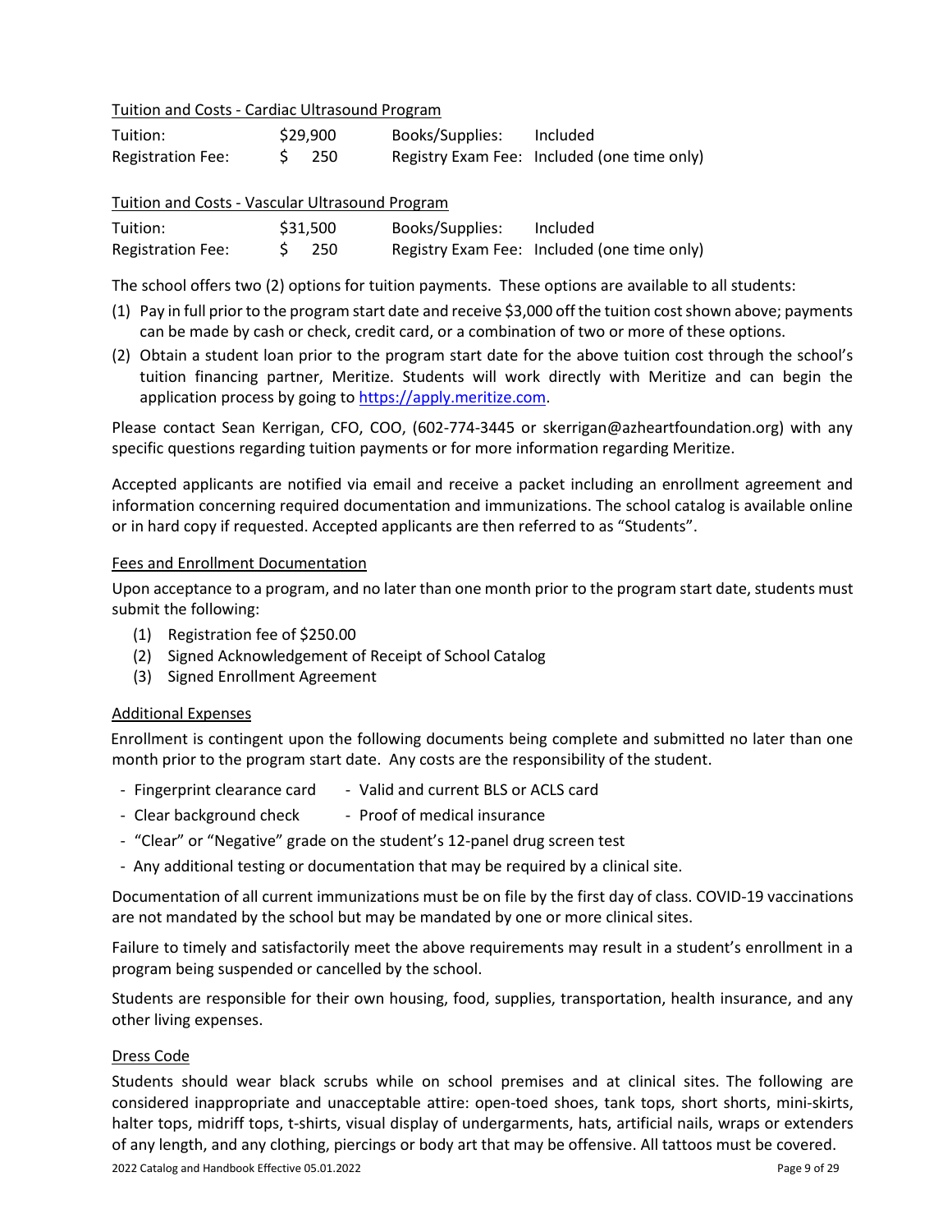Tuition and Costs - Cardiac Ultrasound Program

| Tuition: | $29,900 | Books/Supplies: | Included |
|---|---|---|---|
| Registration Fee: | $ 250 | Registry Exam Fee: | Included (one time only) |

Tuition and Costs - Vascular Ultrasound Program

| Tuition: | $31,500 | Books/Supplies: | Included |
|---|---|---|---|
| Registration Fee: | $ 250 | Registry Exam Fee: | Included (one time only) |

The school offers two (2) options for tuition payments. These options are available to all students:

(1) Pay in full prior to the program start date and receive $3,000 off the tuition cost shown above; payments can be made by cash or check, credit card, or a combination of two or more of these options.

(2) Obtain a student loan prior to the program start date for the above tuition cost through the school's tuition financing partner, Meritize. Students will work directly with Meritize and can begin the application process by going to https://apply.meritize.com.

Please contact Sean Kerrigan, CFO, COO, (602-774-3445 or skerrigan@azheartfoundation.org) with any specific questions regarding tuition payments or for more information regarding Meritize.

Accepted applicants are notified via email and receive a packet including an enrollment agreement and information concerning required documentation and immunizations. The school catalog is available online or in hard copy if requested. Accepted applicants are then referred to as "Students".

Fees and Enrollment Documentation

Upon acceptance to a program, and no later than one month prior to the program start date, students must submit the following:

(1) Registration fee of $250.00
(2) Signed Acknowledgement of Receipt of School Catalog
(3) Signed Enrollment Agreement

Additional Expenses

Enrollment is contingent upon the following documents being complete and submitted no later than one month prior to the program start date. Any costs are the responsibility of the student.

- Fingerprint clearance card
- Valid and current BLS or ACLS card
- Clear background check
- Proof of medical insurance
- "Clear" or "Negative" grade on the student's 12-panel drug screen test
- Any additional testing or documentation that may be required by a clinical site.

Documentation of all current immunizations must be on file by the first day of class. COVID-19 vaccinations are not mandated by the school but may be mandated by one or more clinical sites.

Failure to timely and satisfactorily meet the above requirements may result in a student's enrollment in a program being suspended or cancelled by the school.

Students are responsible for their own housing, food, supplies, transportation, health insurance, and any other living expenses.

Dress Code

Students should wear black scrubs while on school premises and at clinical sites. The following are considered inappropriate and unacceptable attire: open-toed shoes, tank tops, short shorts, mini-skirts, halter tops, midriff tops, t-shirts, visual display of undergarments, hats, artificial nails, wraps or extenders of any length, and any clothing, piercings or body art that may be offensive. All tattoos must be covered.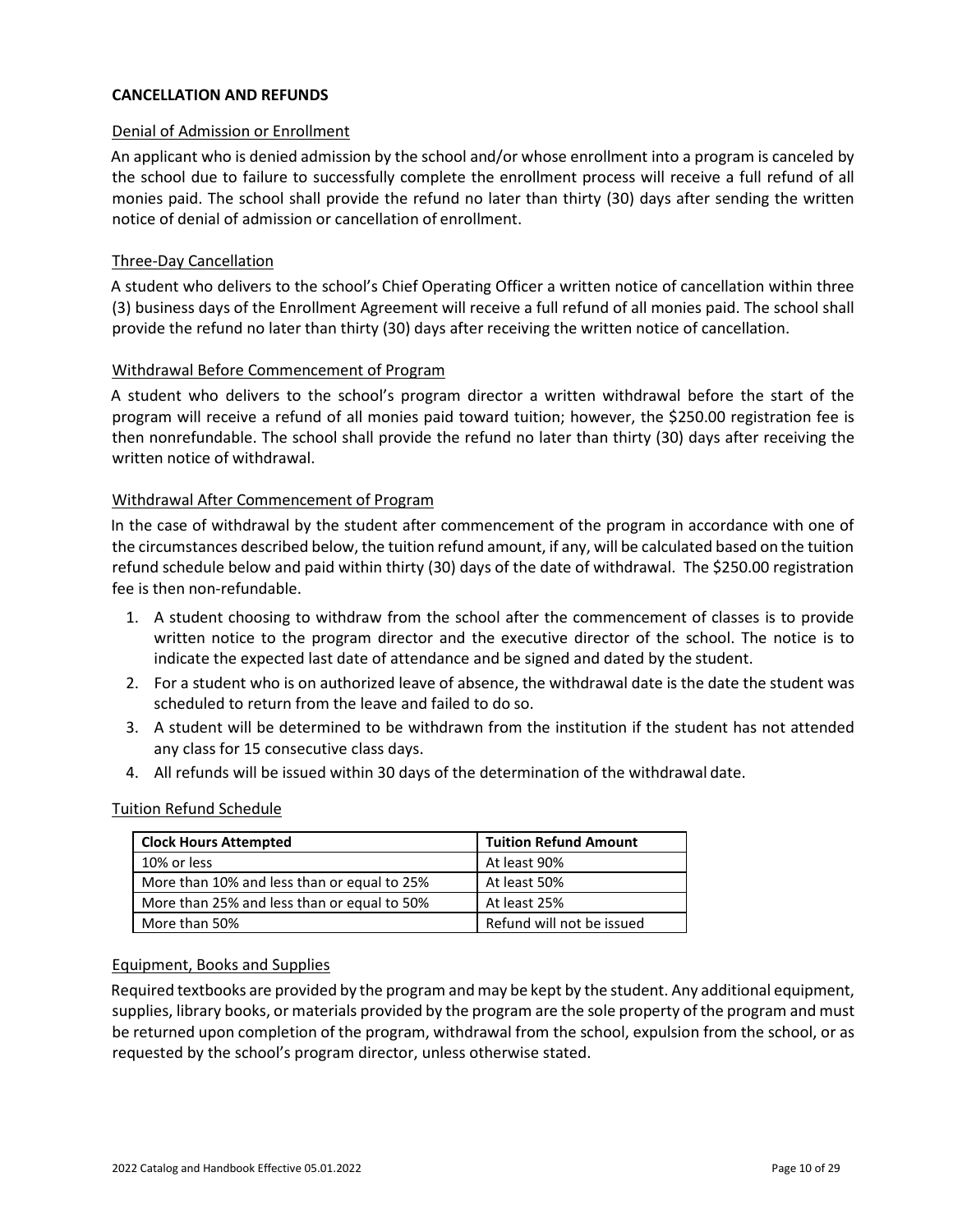## CANCELLATION AND REFUNDS

### Denial of Admission or Enrollment

An applicant who is denied admission by the school and/or whose enrollment into a program is canceled by the school due to failure to successfully complete the enrollment process will receive a full refund of all monies paid. The school shall provide the refund no later than thirty (30) days after sending the written notice of denial of admission or cancellation of enrollment.

### Three-Day Cancellation

A student who delivers to the school's Chief Operating Officer a written notice of cancellation within three (3) business days of the Enrollment Agreement will receive a full refund of all monies paid. The school shall provide the refund no later than thirty (30) days after receiving the written notice of cancellation.

### Withdrawal Before Commencement of Program

A student who delivers to the school's program director a written withdrawal before the start of the program will receive a refund of all monies paid toward tuition; however, the $250.00 registration fee is then nonrefundable. The school shall provide the refund no later than thirty (30) days after receiving the written notice of withdrawal.

### Withdrawal After Commencement of Program

In the case of withdrawal by the student after commencement of the program in accordance with one of the circumstances described below, the tuition refund amount, if any, will be calculated based on the tuition refund schedule below and paid within thirty (30) days of the date of withdrawal. The $250.00 registration fee is then non-refundable.

1. A student choosing to withdraw from the school after the commencement of classes is to provide written notice to the program director and the executive director of the school. The notice is to indicate the expected last date of attendance and be signed and dated by the student.
2. For a student who is on authorized leave of absence, the withdrawal date is the date the student was scheduled to return from the leave and failed to do so.
3. A student will be determined to be withdrawn from the institution if the student has not attended any class for 15 consecutive class days.
4. All refunds will be issued within 30 days of the determination of the withdrawal date.

### Tuition Refund Schedule

| Clock Hours Attempted | Tuition Refund Amount |
|---|---|
| 10% or less | At least 90% |
| More than 10% and less than or equal to 25% | At least 50% |
| More than 25% and less than or equal to 50% | At least 25% |
| More than 50% | Refund will not be issued |

### Equipment, Books and Supplies

Required textbooks are provided by the program and may be kept by the student. Any additional equipment, supplies, library books, or materials provided by the program are the sole property of the program and must be returned upon completion of the program, withdrawal from the school, expulsion from the school, or as requested by the school's program director, unless otherwise stated.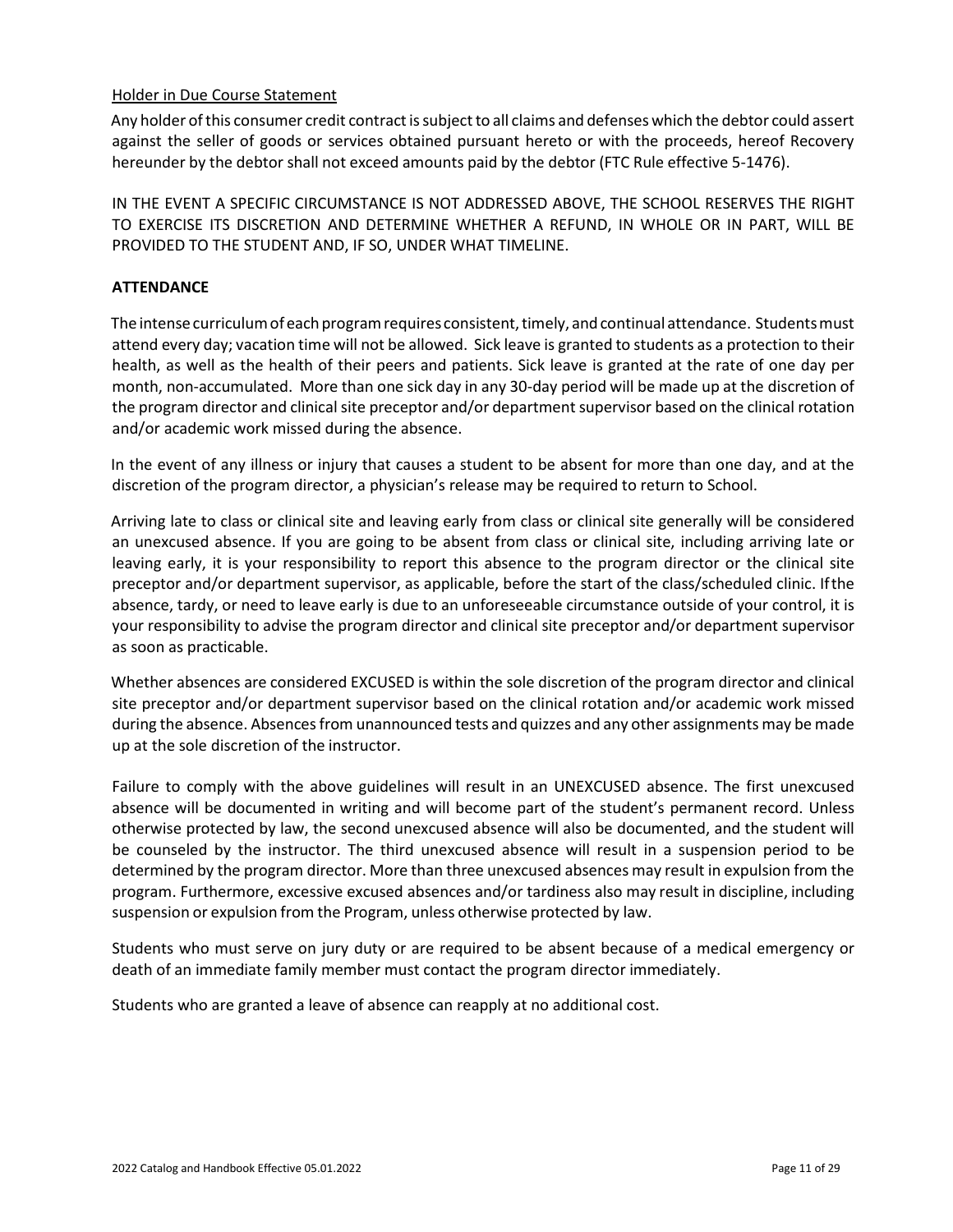Holder in Due Course Statement

Any holder of this consumer credit contract is subject to all claims and defenses which the debtor could assert against the seller of goods or services obtained pursuant hereto or with the proceeds, hereof Recovery hereunder by the debtor shall not exceed amounts paid by the debtor (FTC Rule effective 5-1476).

IN THE EVENT A SPECIFIC CIRCUMSTANCE IS NOT ADDRESSED ABOVE, THE SCHOOL RESERVES THE RIGHT TO EXERCISE ITS DISCRETION AND DETERMINE WHETHER A REFUND, IN WHOLE OR IN PART, WILL BE PROVIDED TO THE STUDENT AND, IF SO, UNDER WHAT TIMELINE.

**ATTENDANCE**

The intense curriculum of each program requires consistent, timely, and continual attendance. Students must attend every day; vacation time will not be allowed. Sick leave is granted to students as a protection to their health, as well as the health of their peers and patients. Sick leave is granted at the rate of one day per month, non-accumulated. More than one sick day in any 30-day period will be made up at the discretion of the program director and clinical site preceptor and/or department supervisor based on the clinical rotation and/or academic work missed during the absence.

In the event of any illness or injury that causes a student to be absent for more than one day, and at the discretion of the program director, a physician's release may be required to return to School.

Arriving late to class or clinical site and leaving early from class or clinical site generally will be considered an unexcused absence. If you are going to be absent from class or clinical site, including arriving late or leaving early, it is your responsibility to report this absence to the program director or the clinical site preceptor and/or department supervisor, as applicable, before the start of the class/scheduled clinic. If the absence, tardy, or need to leave early is due to an unforeseeable circumstance outside of your control, it is your responsibility to advise the program director and clinical site preceptor and/or department supervisor as soon as practicable.

Whether absences are considered EXCUSED is within the sole discretion of the program director and clinical site preceptor and/or department supervisor based on the clinical rotation and/or academic work missed during the absence. Absences from unannounced tests and quizzes and any other assignments may be made up at the sole discretion of the instructor.

Failure to comply with the above guidelines will result in an UNEXCUSED absence. The first unexcused absence will be documented in writing and will become part of the student's permanent record. Unless otherwise protected by law, the second unexcused absence will also be documented, and the student will be counseled by the instructor. The third unexcused absence will result in a suspension period to be determined by the program director. More than three unexcused absences may result in expulsion from the program. Furthermore, excessive excused absences and/or tardiness also may result in discipline, including suspension or expulsion from the Program, unless otherwise protected by law.

Students who must serve on jury duty or are required to be absent because of a medical emergency or death of an immediate family member must contact the program director immediately.

Students who are granted a leave of absence can reapply at no additional cost.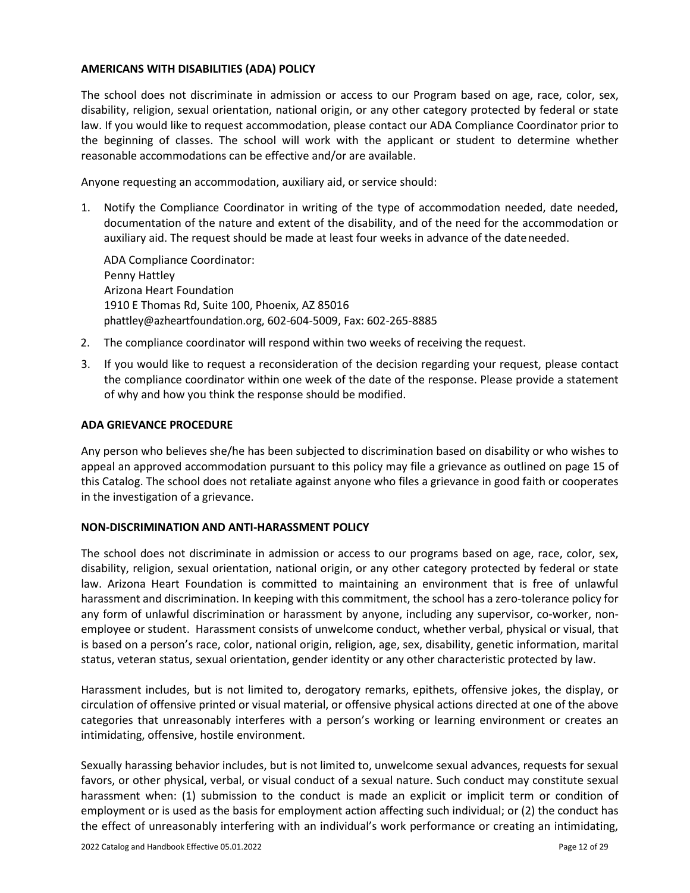## AMERICANS WITH DISABILITIES (ADA) POLICY

The school does not discriminate in admission or access to our Program based on age, race, color, sex, disability, religion, sexual orientation, national origin, or any other category protected by federal or state law. If you would like to request accommodation, please contact our ADA Compliance Coordinator prior to the beginning of classes. The school will work with the applicant or student to determine whether reasonable accommodations can be effective and/or are available.

Anyone requesting an accommodation, auxiliary aid, or service should:

1. Notify the Compliance Coordinator in writing of the type of accommodation needed, date needed, documentation of the nature and extent of the disability, and of the need for the accommodation or auxiliary aid. The request should be made at least four weeks in advance of the date needed.

   ADA Compliance Coordinator:
   Penny Hattley
   Arizona Heart Foundation
   1910 E Thomas Rd, Suite 100, Phoenix, AZ 85016
   phattley@azheartfoundation.org, 602-604-5009, Fax: 602-265-8885

2. The compliance coordinator will respond within two weeks of receiving the request.
3. If you would like to request a reconsideration of the decision regarding your request, please contact the compliance coordinator within one week of the date of the response. Please provide a statement of why and how you think the response should be modified.

## ADA GRIEVANCE PROCEDURE

Any person who believes she/he has been subjected to discrimination based on disability or who wishes to appeal an approved accommodation pursuant to this policy may file a grievance as outlined on page 15 of this Catalog. The school does not retaliate against anyone who files a grievance in good faith or cooperates in the investigation of a grievance.

## NON-DISCRIMINATION AND ANTI-HARASSMENT POLICY

The school does not discriminate in admission or access to our programs based on age, race, color, sex, disability, religion, sexual orientation, national origin, or any other category protected by federal or state law. Arizona Heart Foundation is committed to maintaining an environment that is free of unlawful harassment and discrimination. In keeping with this commitment, the school has a zero-tolerance policy for any form of unlawful discrimination or harassment by anyone, including any supervisor, co-worker, non-employee or student. Harassment consists of unwelcome conduct, whether verbal, physical or visual, that is based on a person's race, color, national origin, religion, age, sex, disability, genetic information, marital status, veteran status, sexual orientation, gender identity or any other characteristic protected by law.

Harassment includes, but is not limited to, derogatory remarks, epithets, offensive jokes, the display, or circulation of offensive printed or visual material, or offensive physical actions directed at one of the above categories that unreasonably interferes with a person's working or learning environment or creates an intimidating, offensive, hostile environment.

Sexually harassing behavior includes, but is not limited to, unwelcome sexual advances, requests for sexual favors, or other physical, verbal, or visual conduct of a sexual nature. Such conduct may constitute sexual harassment when: (1) submission to the conduct is made an explicit or implicit term or condition of employment or is used as the basis for employment action affecting such individual; or (2) the conduct has the effect of unreasonably interfering with an individual's work performance or creating an intimidating,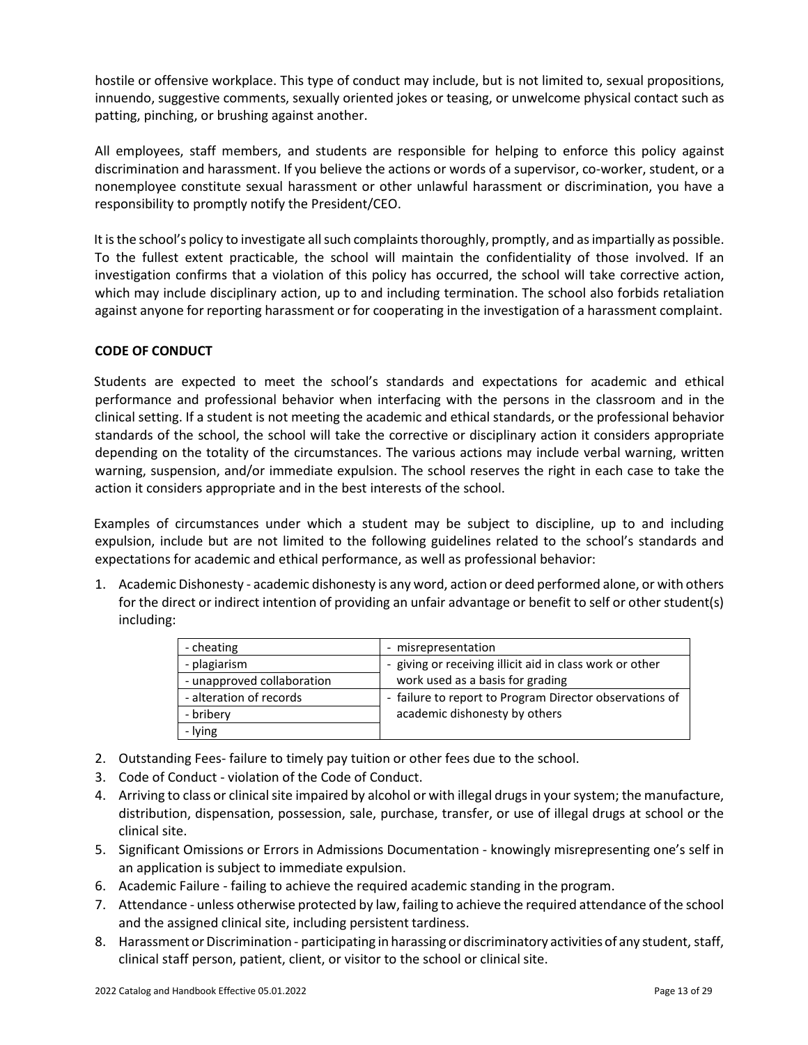hostile or offensive workplace. This type of conduct may include, but is not limited to, sexual propositions, innuendo, suggestive comments, sexually oriented jokes or teasing, or unwelcome physical contact such as patting, pinching, or brushing against another.

All employees, staff members, and students are responsible for helping to enforce this policy against discrimination and harassment. If you believe the actions or words of a supervisor, co-worker, student, or a nonemployee constitute sexual harassment or other unlawful harassment or discrimination, you have a responsibility to promptly notify the President/CEO.

It is the school's policy to investigate all such complaints thoroughly, promptly, and as impartially as possible. To the fullest extent practicable, the school will maintain the confidentiality of those involved. If an investigation confirms that a violation of this policy has occurred, the school will take corrective action, which may include disciplinary action, up to and including termination. The school also forbids retaliation against anyone for reporting harassment or for cooperating in the investigation of a harassment complaint.

**CODE OF CONDUCT**

Students are expected to meet the school's standards and expectations for academic and ethical performance and professional behavior when interfacing with the persons in the classroom and in the clinical setting. If a student is not meeting the academic and ethical standards, or the professional behavior standards of the school, the school will take the corrective or disciplinary action it considers appropriate depending on the totality of the circumstances. The various actions may include verbal warning, written warning, suspension, and/or immediate expulsion. The school reserves the right in each case to take the action it considers appropriate and in the best interests of the school.

Examples of circumstances under which a student may be subject to discipline, up to and including expulsion, include but are not limited to the following guidelines related to the school's standards and expectations for academic and ethical performance, as well as professional behavior:

1. Academic Dishonesty - academic dishonesty is any word, action or deed performed alone, or with others for the direct or indirect intention of providing an unfair advantage or benefit to self or other student(s) including:

| - cheating | - misrepresentation |
|---|---|
| - plagiarism | - giving or receiving illicit aid in class work or other work used as a basis for grading |
| - unapproved collaboration | |
| - alteration of records | - failure to report to Program Director observations of academic dishonesty by others |
| - bribery | |
| - lying | |

2. Outstanding Fees- failure to timely pay tuition or other fees due to the school.
3. Code of Conduct - violation of the Code of Conduct.
4. Arriving to class or clinical site impaired by alcohol or with illegal drugs in your system; the manufacture, distribution, dispensation, possession, sale, purchase, transfer, or use of illegal drugs at school or the clinical site.
5. Significant Omissions or Errors in Admissions Documentation - knowingly misrepresenting one's self in an application is subject to immediate expulsion.
6. Academic Failure - failing to achieve the required academic standing in the program.
7. Attendance - unless otherwise protected by law, failing to achieve the required attendance of the school and the assigned clinical site, including persistent tardiness.
8. Harassment or Discrimination - participating in harassing or discriminatory activities of any student, staff, clinical staff person, patient, client, or visitor to the school or clinical site.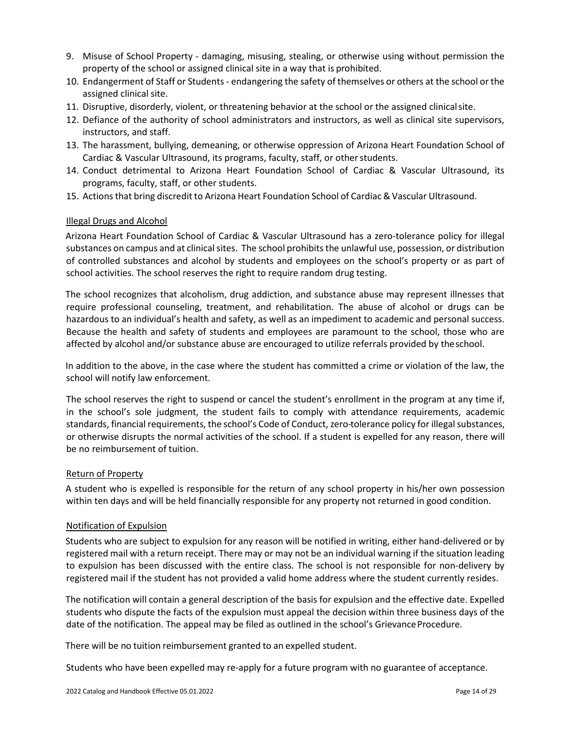9. Misuse of School Property - damaging, misusing, stealing, or otherwise using without permission the property of the school or assigned clinical site in a way that is prohibited.
10. Endangerment of Staff or Students - endangering the safety of themselves or others at the school or the assigned clinical site.
11. Disruptive, disorderly, violent, or threatening behavior at the school or the assigned clinical site.
12. Defiance of the authority of school administrators and instructors, as well as clinical site supervisors, instructors, and staff.
13. The harassment, bullying, demeaning, or otherwise oppression of Arizona Heart Foundation School of Cardiac & Vascular Ultrasound, its programs, faculty, staff, or other students.
14. Conduct detrimental to Arizona Heart Foundation School of Cardiac & Vascular Ultrasound, its programs, faculty, staff, or other students.
15. Actions that bring discredit to Arizona Heart Foundation School of Cardiac & Vascular Ultrasound.

#### Illegal Drugs and Alcohol

Arizona Heart Foundation School of Cardiac & Vascular Ultrasound has a zero-tolerance policy for illegal substances on campus and at clinical sites. The school prohibits the unlawful use, possession, or distribution of controlled substances and alcohol by students and employees on the school's property or as part of school activities. The school reserves the right to require random drug testing.

The school recognizes that alcoholism, drug addiction, and substance abuse may represent illnesses that require professional counseling, treatment, and rehabilitation. The abuse of alcohol or drugs can be hazardous to an individual's health and safety, as well as an impediment to academic and personal success. Because the health and safety of students and employees are paramount to the school, those who are affected by alcohol and/or substance abuse are encouraged to utilize referrals provided by the school.

In addition to the above, in the case where the student has committed a crime or violation of the law, the school will notify law enforcement.

The school reserves the right to suspend or cancel the student's enrollment in the program at any time if, in the school's sole judgment, the student fails to comply with attendance requirements, academic standards, financial requirements, the school's Code of Conduct, zero-tolerance policy for illegal substances, or otherwise disrupts the normal activities of the school. If a student is expelled for any reason, there will be no reimbursement of tuition.

#### Return of Property

A student who is expelled is responsible for the return of any school property in his/her own possession within ten days and will be held financially responsible for any property not returned in good condition.

#### Notification of Expulsion

Students who are subject to expulsion for any reason will be notified in writing, either hand-delivered or by registered mail with a return receipt. There may or may not be an individual warning if the situation leading to expulsion has been discussed with the entire class. The school is not responsible for non-delivery by registered mail if the student has not provided a valid home address where the student currently resides.

The notification will contain a general description of the basis for expulsion and the effective date. Expelled students who dispute the facts of the expulsion must appeal the decision within three business days of the date of the notification. The appeal may be filed as outlined in the school's Grievance Procedure.

There will be no tuition reimbursement granted to an expelled student.

Students who have been expelled may re-apply for a future program with no guarantee of acceptance.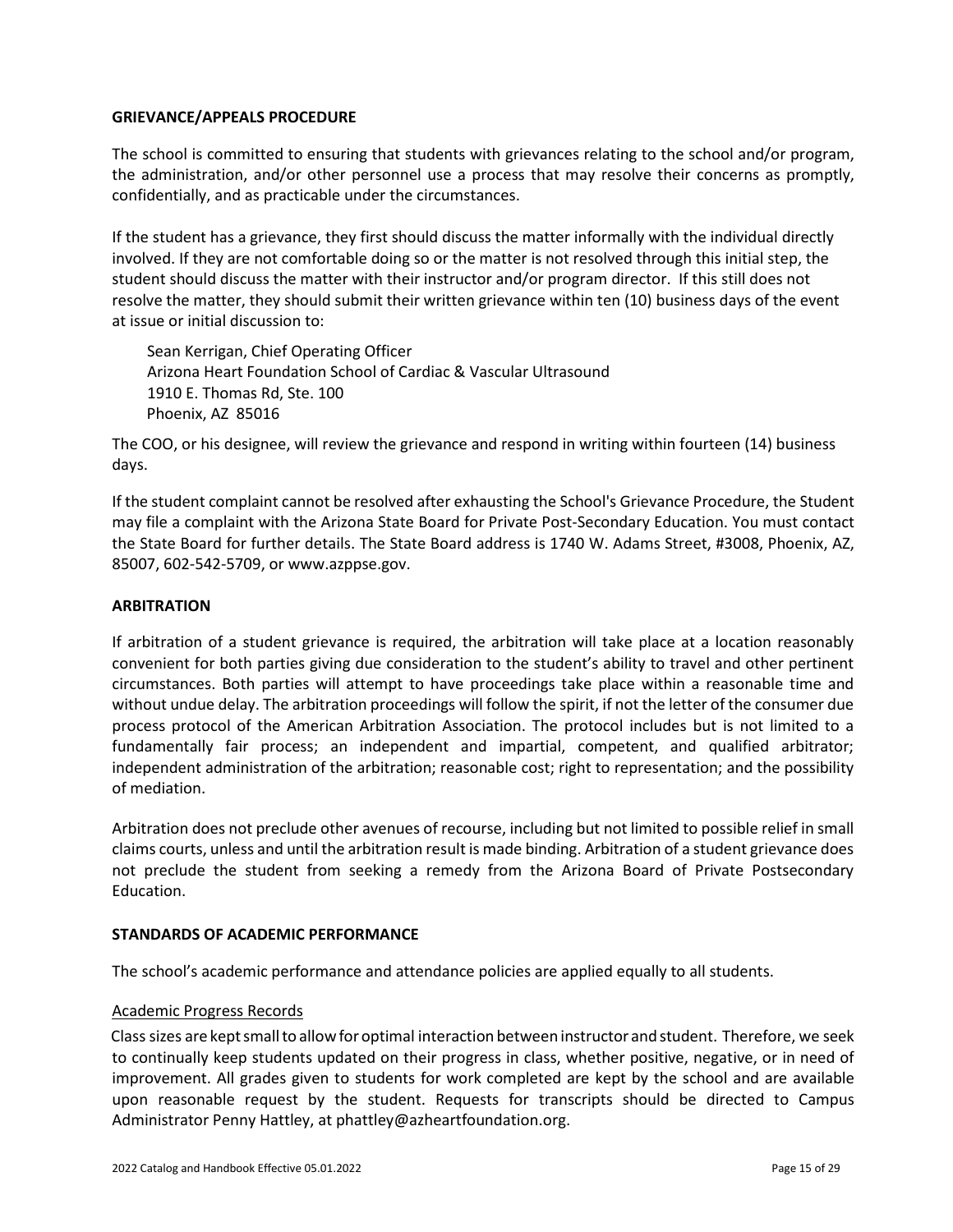## GRIEVANCE/APPEALS PROCEDURE

The school is committed to ensuring that students with grievances relating to the school and/or program, the administration, and/or other personnel use a process that may resolve their concerns as promptly, confidentially, and as practicable under the circumstances.

If the student has a grievance, they first should discuss the matter informally with the individual directly involved. If they are not comfortable doing so or the matter is not resolved through this initial step, the student should discuss the matter with their instructor and/or program director. If this still does not resolve the matter, they should submit their written grievance within ten (10) business days of the event at issue or initial discussion to:

Sean Kerrigan, Chief Operating Officer
Arizona Heart Foundation School of Cardiac & Vascular Ultrasound
1910 E. Thomas Rd, Ste. 100
Phoenix, AZ 85016

The COO, or his designee, will review the grievance and respond in writing within fourteen (14) business days.

If the student complaint cannot be resolved after exhausting the School's Grievance Procedure, the Student may file a complaint with the Arizona State Board for Private Post-Secondary Education. You must contact the State Board for further details. The State Board address is 1740 W. Adams Street, #3008, Phoenix, AZ, 85007, 602-542-5709, or www.azppse.gov.

## ARBITRATION

If arbitration of a student grievance is required, the arbitration will take place at a location reasonably convenient for both parties giving due consideration to the student's ability to travel and other pertinent circumstances. Both parties will attempt to have proceedings take place within a reasonable time and without undue delay. The arbitration proceedings will follow the spirit, if not the letter of the consumer due process protocol of the American Arbitration Association. The protocol includes but is not limited to a fundamentally fair process; an independent and impartial, competent, and qualified arbitrator; independent administration of the arbitration; reasonable cost; right to representation; and the possibility of mediation.

Arbitration does not preclude other avenues of recourse, including but not limited to possible relief in small claims courts, unless and until the arbitration result is made binding. Arbitration of a student grievance does not preclude the student from seeking a remedy from the Arizona Board of Private Postsecondary Education.

## STANDARDS OF ACADEMIC PERFORMANCE

The school's academic performance and attendance policies are applied equally to all students.

### Academic Progress Records

Class sizes are kept small to allow for optimal interaction between instructor and student. Therefore, we seek to continually keep students updated on their progress in class, whether positive, negative, or in need of improvement. All grades given to students for work completed are kept by the school and are available upon reasonable request by the student. Requests for transcripts should be directed to Campus Administrator Penny Hattley, at phattley@azheartfoundation.org.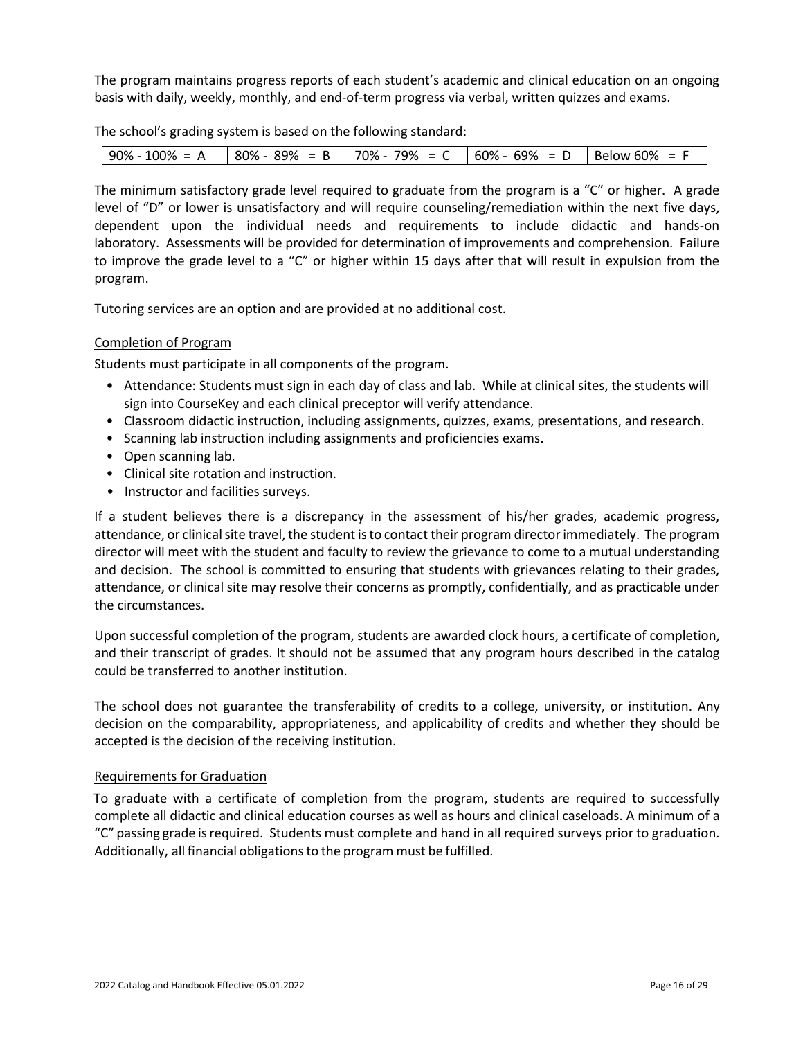The program maintains progress reports of each student's academic and clinical education on an ongoing basis with daily, weekly, monthly, and end-of-term progress via verbal, written quizzes and exams.

The school's grading system is based on the following standard:

| 90% - 100% = A | 80% - 89% = B | 70% - 79% = C | 60% - 69% = D | Below 60% = F |
|---|---|---|---|---|

The minimum satisfactory grade level required to graduate from the program is a "C" or higher. A grade level of "D" or lower is unsatisfactory and will require counseling/remediation within the next five days, dependent upon the individual needs and requirements to include didactic and hands-on laboratory. Assessments will be provided for determination of improvements and comprehension. Failure to improve the grade level to a "C" or higher within 15 days after that will result in expulsion from the program.

Tutoring services are an option and are provided at no additional cost.

## Completion of Program

Students must participate in all components of the program.

- Attendance: Students must sign in each day of class and lab. While at clinical sites, the students will sign into CourseKey and each clinical preceptor will verify attendance.
- Classroom didactic instruction, including assignments, quizzes, exams, presentations, and research.
- Scanning lab instruction including assignments and proficiencies exams.
- Open scanning lab.
- Clinical site rotation and instruction.
- Instructor and facilities surveys.

If a student believes there is a discrepancy in the assessment of his/her grades, academic progress, attendance, or clinical site travel, the student is to contact their program director immediately. The program director will meet with the student and faculty to review the grievance to come to a mutual understanding and decision. The school is committed to ensuring that students with grievances relating to their grades, attendance, or clinical site may resolve their concerns as promptly, confidentially, and as practicable under the circumstances.

Upon successful completion of the program, students are awarded clock hours, a certificate of completion, and their transcript of grades. It should not be assumed that any program hours described in the catalog could be transferred to another institution.

The school does not guarantee the transferability of credits to a college, university, or institution. Any decision on the comparability, appropriateness, and applicability of credits and whether they should be accepted is the decision of the receiving institution.

## Requirements for Graduation

To graduate with a certificate of completion from the program, students are required to successfully complete all didactic and clinical education courses as well as hours and clinical caseloads. A minimum of a "C" passing grade is required. Students must complete and hand in all required surveys prior to graduation. Additionally, all financial obligations to the program must be fulfilled.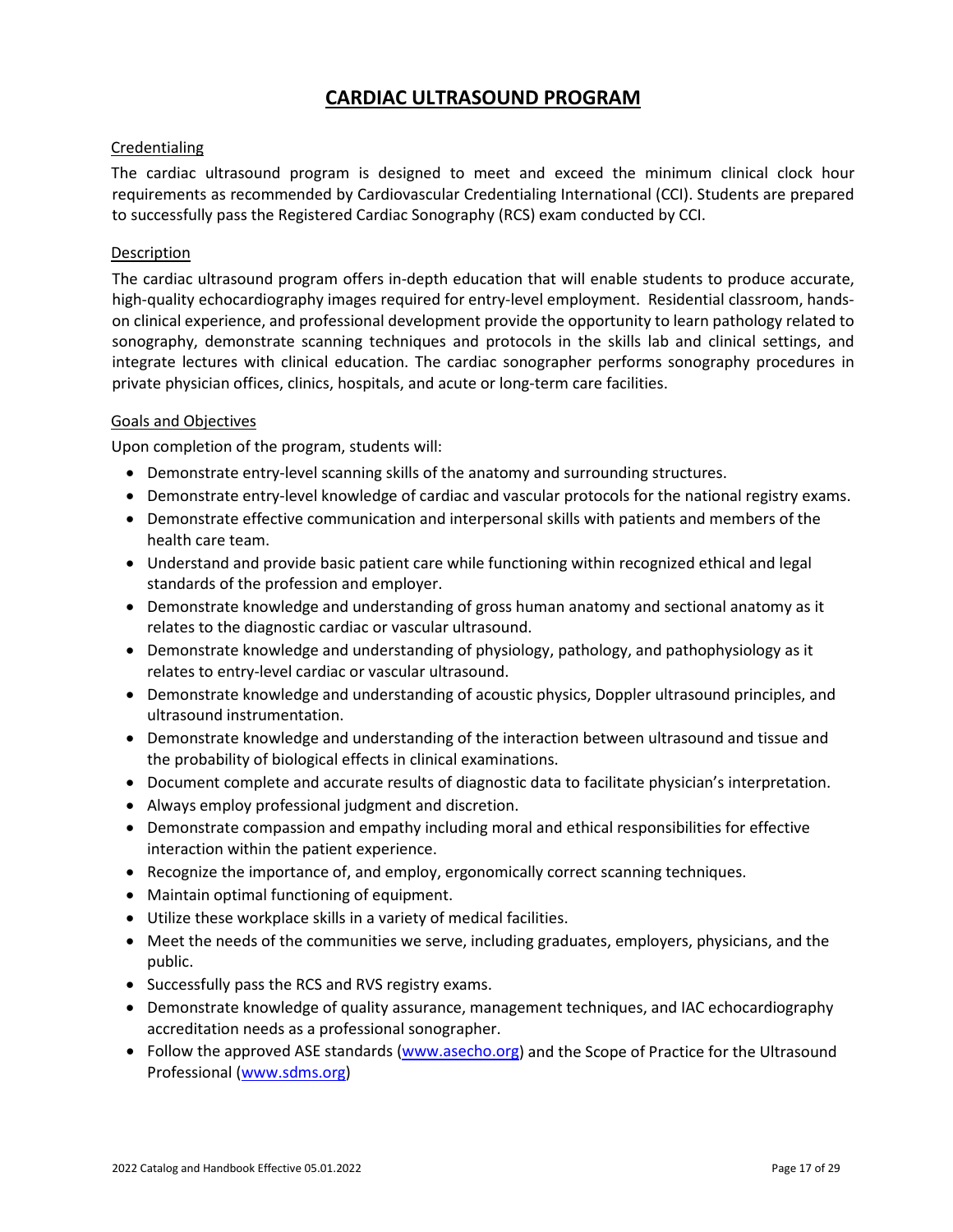# CARDIAC ULTRASOUND PROGRAM

## Credentialing

The cardiac ultrasound program is designed to meet and exceed the minimum clinical clock hour requirements as recommended by Cardiovascular Credentialing International (CCI). Students are prepared to successfully pass the Registered Cardiac Sonography (RCS) exam conducted by CCI.

## Description

The cardiac ultrasound program offers in-depth education that will enable students to produce accurate, high-quality echocardiography images required for entry-level employment. Residential classroom, hands-on clinical experience, and professional development provide the opportunity to learn pathology related to sonography, demonstrate scanning techniques and protocols in the skills lab and clinical settings, and integrate lectures with clinical education. The cardiac sonographer performs sonography procedures in private physician offices, clinics, hospitals, and acute or long-term care facilities.

## Goals and Objectives

Upon completion of the program, students will:

- Demonstrate entry-level scanning skills of the anatomy and surrounding structures.
- Demonstrate entry-level knowledge of cardiac and vascular protocols for the national registry exams.
- Demonstrate effective communication and interpersonal skills with patients and members of the health care team.
- Understand and provide basic patient care while functioning within recognized ethical and legal standards of the profession and employer.
- Demonstrate knowledge and understanding of gross human anatomy and sectional anatomy as it relates to the diagnostic cardiac or vascular ultrasound.
- Demonstrate knowledge and understanding of physiology, pathology, and pathophysiology as it relates to entry-level cardiac or vascular ultrasound.
- Demonstrate knowledge and understanding of acoustic physics, Doppler ultrasound principles, and ultrasound instrumentation.
- Demonstrate knowledge and understanding of the interaction between ultrasound and tissue and the probability of biological effects in clinical examinations.
- Document complete and accurate results of diagnostic data to facilitate physician's interpretation.
- Always employ professional judgment and discretion.
- Demonstrate compassion and empathy including moral and ethical responsibilities for effective interaction within the patient experience.
- Recognize the importance of, and employ, ergonomically correct scanning techniques.
- Maintain optimal functioning of equipment.
- Utilize these workplace skills in a variety of medical facilities.
- Meet the needs of the communities we serve, including graduates, employers, physicians, and the public.
- Successfully pass the RCS and RVS registry exams.
- Demonstrate knowledge of quality assurance, management techniques, and IAC echocardiography accreditation needs as a professional sonographer.
- Follow the approved ASE standards (www.asecho.org) and the Scope of Practice for the Ultrasound Professional (www.sdms.org)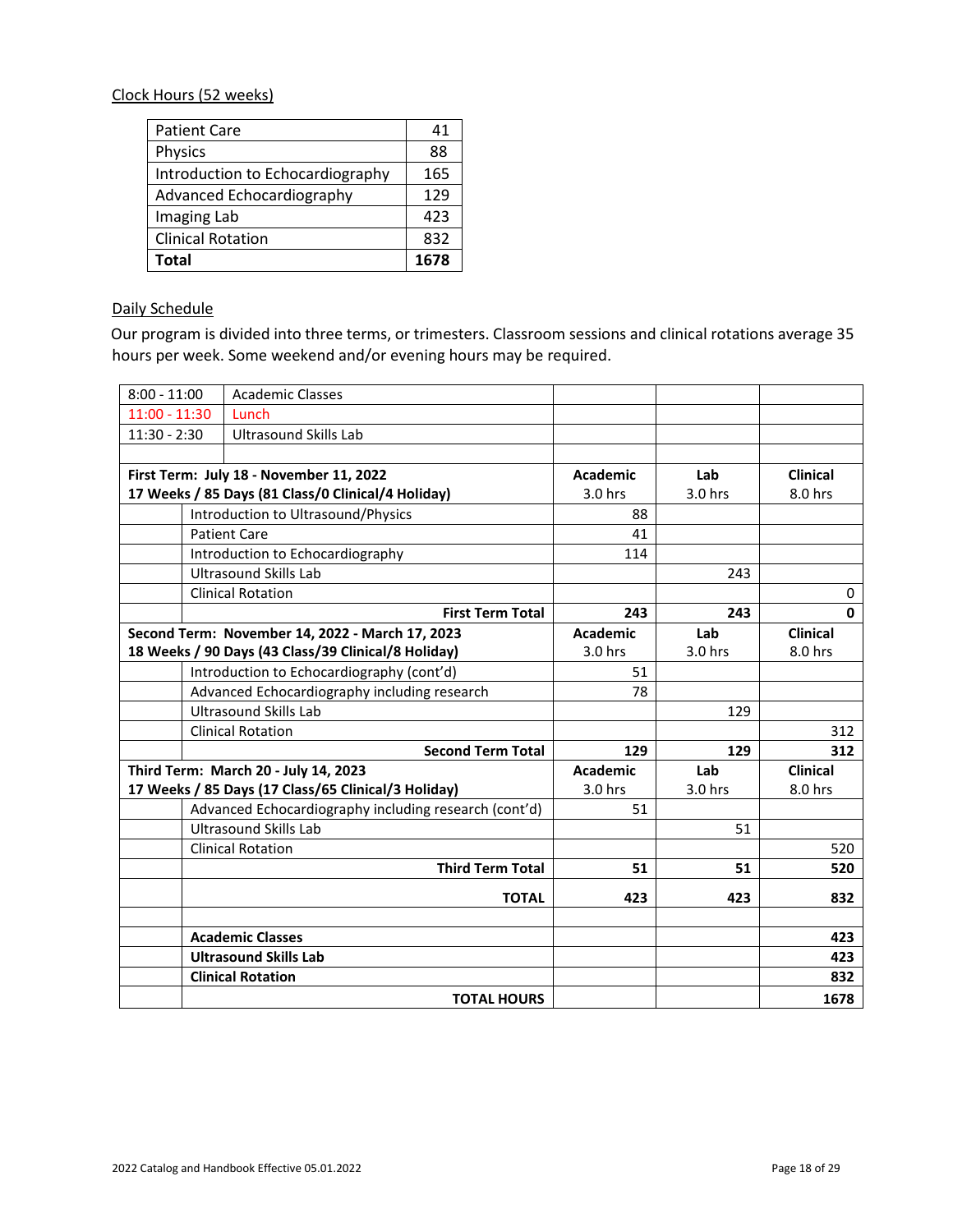Clock Hours (52 weeks)

| Patient Care | 41 |
|---|---|
| Physics | 88 |
| Introduction to Echocardiography | 165 |
| Advanced Echocardiography | 129 |
| Imaging Lab | 423 |
| Clinical Rotation | 832 |
| **Total** | **1678** |

Daily Schedule

Our program is divided into three terms, or trimesters. Classroom sessions and clinical rotations average 35 hours per week. Some weekend and/or evening hours may be required.

| | | Academic | Lab | Clinical |
|---|---|---|---|---|
| 8:00 - 11:00 | Academic Classes | | | |
| 11:00 - 11:30 | Lunch | | | |
| 11:30 - 2:30 | Ultrasound Skills Lab | | | |
| | | | | |
| **First Term: July 18 - November 11, 2022**<br>**17 Weeks / 85 Days (81 Class/0 Clinical/4 Holiday)** | | **Academic**<br>3.0 hrs | **Lab**<br>3.0 hrs | **Clinical**<br>8.0 hrs |
| | Introduction to Ultrasound/Physics | 88 | | |
| | Patient Care | 41 | | |
| | Introduction to Echocardiography | 114 | | |
| | Ultrasound Skills Lab | | 243 | |
| | Clinical Rotation | | | 0 |
| | **First Term Total** | **243** | **243** | **0** |
| **Second Term: November 14, 2022 - March 17, 2023**<br>**18 Weeks / 90 Days (43 Class/39 Clinical/8 Holiday)** | | **Academic**<br>3.0 hrs | **Lab**<br>3.0 hrs | **Clinical**<br>8.0 hrs |
| | Introduction to Echocardiography (cont'd) | 51 | | |
| | Advanced Echocardiography including research | 78 | | |
| | Ultrasound Skills Lab | | 129 | |
| | Clinical Rotation | | | 312 |
| | **Second Term Total** | **129** | **129** | **312** |
| **Third Term: March 20 - July 14, 2023**<br>**17 Weeks / 85 Days (17 Class/65 Clinical/3 Holiday)** | | **Academic**<br>3.0 hrs | **Lab**<br>3.0 hrs | **Clinical**<br>8.0 hrs |
| | Advanced Echocardiography including research (cont'd) | 51 | | |
| | Ultrasound Skills Lab | | 51 | |
| | Clinical Rotation | | | 520 |
| | **Third Term Total** | **51** | **51** | **520** |
| | **TOTAL** | **423** | **423** | **832** |
| | | | | |
| | **Academic Classes** | | | **423** |
| | **Ultrasound Skills Lab** | | | **423** |
| | **Clinical Rotation** | | | **832** |
| | **TOTAL HOURS** | | | **1678** |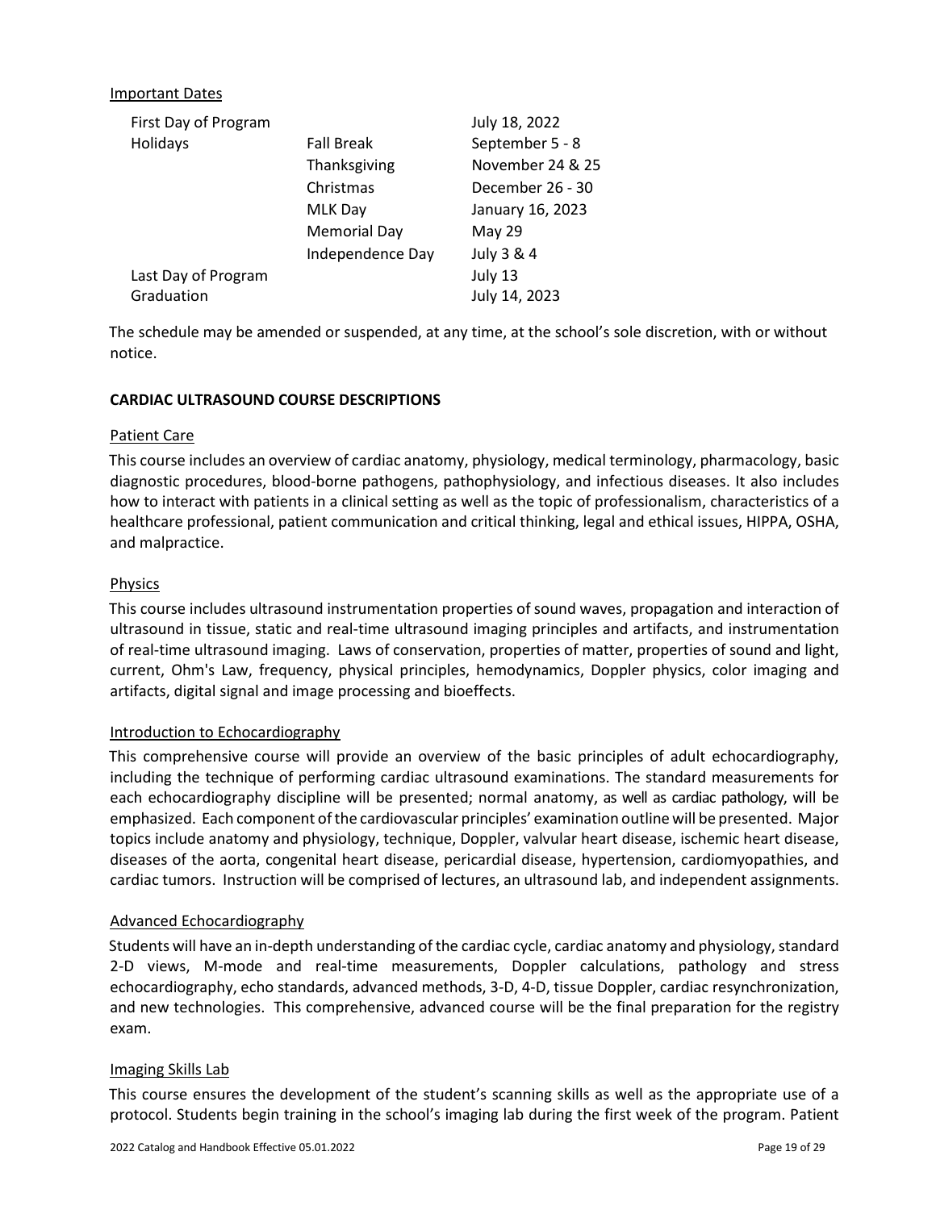Important Dates

| | | |
|---|---|---|
| First Day of Program | | July 18, 2022 |
| Holidays | Fall Break | September 5 - 8 |
| | Thanksgiving | November 24 & 25 |
| | Christmas | December 26 - 30 |
| | MLK Day | January 16, 2023 |
| | Memorial Day | May 29 |
| | Independence Day | July 3 & 4 |
| Last Day of Program | | July 13 |
| Graduation | | July 14, 2023 |

The schedule may be amended or suspended, at any time, at the school's sole discretion, with or without notice.

**CARDIAC ULTRASOUND COURSE DESCRIPTIONS**

Patient Care

This course includes an overview of cardiac anatomy, physiology, medical terminology, pharmacology, basic diagnostic procedures, blood-borne pathogens, pathophysiology, and infectious diseases. It also includes how to interact with patients in a clinical setting as well as the topic of professionalism, characteristics of a healthcare professional, patient communication and critical thinking, legal and ethical issues, HIPPA, OSHA, and malpractice.

Physics

This course includes ultrasound instrumentation properties of sound waves, propagation and interaction of ultrasound in tissue, static and real-time ultrasound imaging principles and artifacts, and instrumentation of real-time ultrasound imaging. Laws of conservation, properties of matter, properties of sound and light, current, Ohm's Law, frequency, physical principles, hemodynamics, Doppler physics, color imaging and artifacts, digital signal and image processing and bioeffects.

Introduction to Echocardiography

This comprehensive course will provide an overview of the basic principles of adult echocardiography, including the technique of performing cardiac ultrasound examinations. The standard measurements for each echocardiography discipline will be presented; normal anatomy, as well as cardiac pathology, will be emphasized. Each component of the cardiovascular principles' examination outline will be presented. Major topics include anatomy and physiology, technique, Doppler, valvular heart disease, ischemic heart disease, diseases of the aorta, congenital heart disease, pericardial disease, hypertension, cardiomyopathies, and cardiac tumors. Instruction will be comprised of lectures, an ultrasound lab, and independent assignments.

Advanced Echocardiography

Students will have an in-depth understanding of the cardiac cycle, cardiac anatomy and physiology, standard 2-D views, M-mode and real-time measurements, Doppler calculations, pathology and stress echocardiography, echo standards, advanced methods, 3-D, 4-D, tissue Doppler, cardiac resynchronization, and new technologies. This comprehensive, advanced course will be the final preparation for the registry exam.

Imaging Skills Lab

This course ensures the development of the student's scanning skills as well as the appropriate use of a protocol. Students begin training in the school's imaging lab during the first week of the program. Patient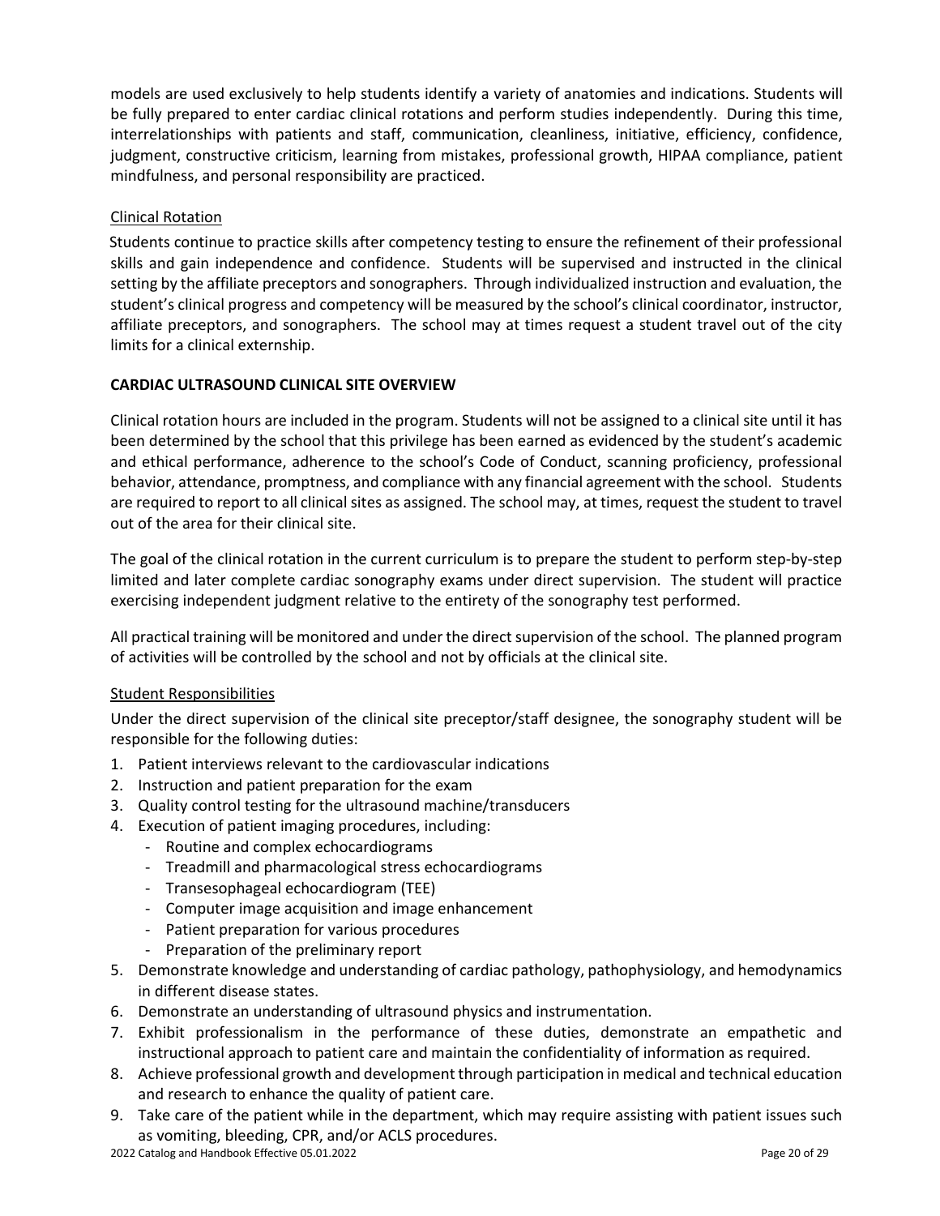models are used exclusively to help students identify a variety of anatomies and indications. Students will be fully prepared to enter cardiac clinical rotations and perform studies independently. During this time, interrelationships with patients and staff, communication, cleanliness, initiative, efficiency, confidence, judgment, constructive criticism, learning from mistakes, professional growth, HIPAA compliance, patient mindfulness, and personal responsibility are practiced.

### Clinical Rotation

Students continue to practice skills after competency testing to ensure the refinement of their professional skills and gain independence and confidence. Students will be supervised and instructed in the clinical setting by the affiliate preceptors and sonographers. Through individualized instruction and evaluation, the student's clinical progress and competency will be measured by the school's clinical coordinator, instructor, affiliate preceptors, and sonographers. The school may at times request a student travel out of the city limits for a clinical externship.

## CARDIAC ULTRASOUND CLINICAL SITE OVERVIEW

Clinical rotation hours are included in the program. Students will not be assigned to a clinical site until it has been determined by the school that this privilege has been earned as evidenced by the student's academic and ethical performance, adherence to the school's Code of Conduct, scanning proficiency, professional behavior, attendance, promptness, and compliance with any financial agreement with the school. Students are required to report to all clinical sites as assigned. The school may, at times, request the student to travel out of the area for their clinical site.

The goal of the clinical rotation in the current curriculum is to prepare the student to perform step-by-step limited and later complete cardiac sonography exams under direct supervision. The student will practice exercising independent judgment relative to the entirety of the sonography test performed.

All practical training will be monitored and under the direct supervision of the school. The planned program of activities will be controlled by the school and not by officials at the clinical site.

### Student Responsibilities

Under the direct supervision of the clinical site preceptor/staff designee, the sonography student will be responsible for the following duties:

1. Patient interviews relevant to the cardiovascular indications
2. Instruction and patient preparation for the exam
3. Quality control testing for the ultrasound machine/transducers
4. Execution of patient imaging procedures, including:
   - Routine and complex echocardiograms
   - Treadmill and pharmacological stress echocardiograms
   - Transesophageal echocardiogram (TEE)
   - Computer image acquisition and image enhancement
   - Patient preparation for various procedures
   - Preparation of the preliminary report
5. Demonstrate knowledge and understanding of cardiac pathology, pathophysiology, and hemodynamics in different disease states.
6. Demonstrate an understanding of ultrasound physics and instrumentation.
7. Exhibit professionalism in the performance of these duties, demonstrate an empathetic and instructional approach to patient care and maintain the confidentiality of information as required.
8. Achieve professional growth and development through participation in medical and technical education and research to enhance the quality of patient care.
9. Take care of the patient while in the department, which may require assisting with patient issues such as vomiting, bleeding, CPR, and/or ACLS procedures.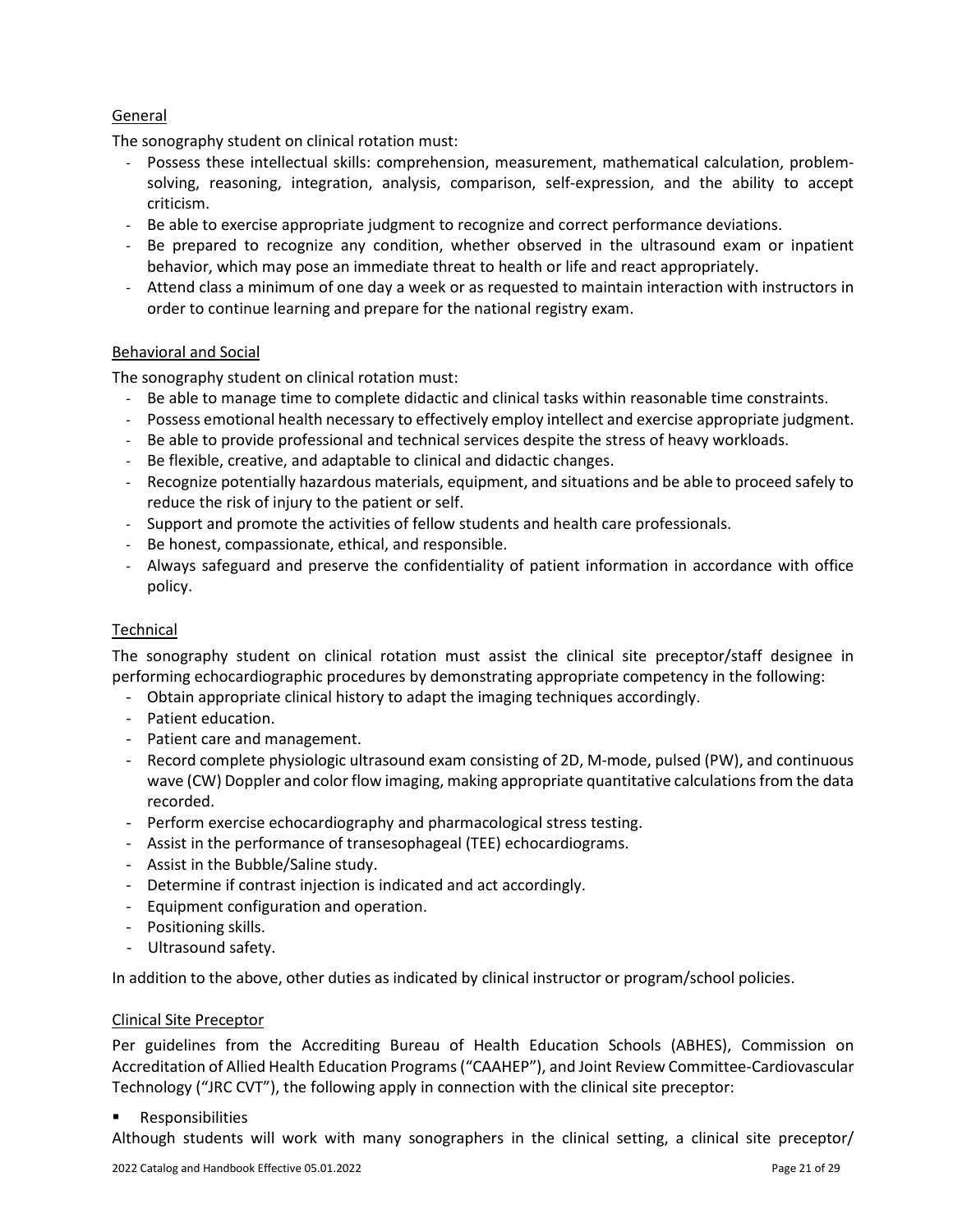General

The sonography student on clinical rotation must:

- Possess these intellectual skills: comprehension, measurement, mathematical calculation, problem-solving, reasoning, integration, analysis, comparison, self-expression, and the ability to accept criticism.
- Be able to exercise appropriate judgment to recognize and correct performance deviations.
- Be prepared to recognize any condition, whether observed in the ultrasound exam or inpatient behavior, which may pose an immediate threat to health or life and react appropriately.
- Attend class a minimum of one day a week or as requested to maintain interaction with instructors in order to continue learning and prepare for the national registry exam.

Behavioral and Social

The sonography student on clinical rotation must:

- Be able to manage time to complete didactic and clinical tasks within reasonable time constraints.
- Possess emotional health necessary to effectively employ intellect and exercise appropriate judgment.
- Be able to provide professional and technical services despite the stress of heavy workloads.
- Be flexible, creative, and adaptable to clinical and didactic changes.
- Recognize potentially hazardous materials, equipment, and situations and be able to proceed safely to reduce the risk of injury to the patient or self.
- Support and promote the activities of fellow students and health care professionals.
- Be honest, compassionate, ethical, and responsible.
- Always safeguard and preserve the confidentiality of patient information in accordance with office policy.

Technical

The sonography student on clinical rotation must assist the clinical site preceptor/staff designee in performing echocardiographic procedures by demonstrating appropriate competency in the following:

- Obtain appropriate clinical history to adapt the imaging techniques accordingly.
- Patient education.
- Patient care and management.
- Record complete physiologic ultrasound exam consisting of 2D, M-mode, pulsed (PW), and continuous wave (CW) Doppler and color flow imaging, making appropriate quantitative calculations from the data recorded.
- Perform exercise echocardiography and pharmacological stress testing.
- Assist in the performance of transesophageal (TEE) echocardiograms.
- Assist in the Bubble/Saline study.
- Determine if contrast injection is indicated and act accordingly.
- Equipment configuration and operation.
- Positioning skills.
- Ultrasound safety.

In addition to the above, other duties as indicated by clinical instructor or program/school policies.

Clinical Site Preceptor

Per guidelines from the Accrediting Bureau of Health Education Schools (ABHES), Commission on Accreditation of Allied Health Education Programs ("CAAHEP"), and Joint Review Committee-Cardiovascular Technology ("JRC CVT"), the following apply in connection with the clinical site preceptor:

- Responsibilities

Although students will work with many sonographers in the clinical setting, a clinical site preceptor/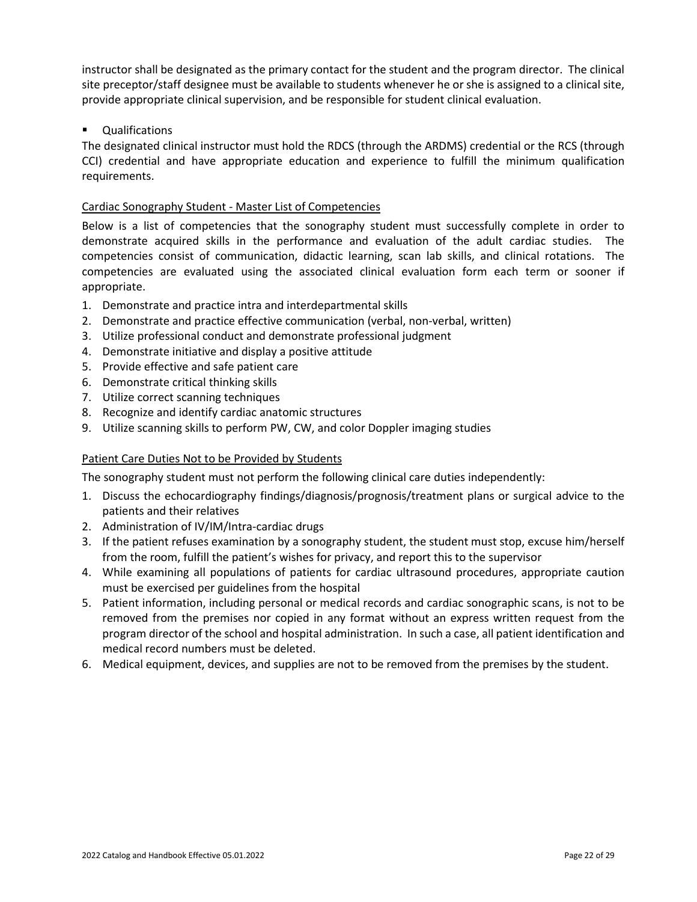instructor shall be designated as the primary contact for the student and the program director. The clinical site preceptor/staff designee must be available to students whenever he or she is assigned to a clinical site, provide appropriate clinical supervision, and be responsible for student clinical evaluation.

- Qualifications

The designated clinical instructor must hold the RDCS (through the ARDMS) credential or the RCS (through CCI) credential and have appropriate education and experience to fulfill the minimum qualification requirements.

<u>Cardiac Sonography Student - Master List of Competencies</u>

Below is a list of competencies that the sonography student must successfully complete in order to demonstrate acquired skills in the performance and evaluation of the adult cardiac studies. The competencies consist of communication, didactic learning, scan lab skills, and clinical rotations. The competencies are evaluated using the associated clinical evaluation form each term or sooner if appropriate.

1. Demonstrate and practice intra and interdepartmental skills
2. Demonstrate and practice effective communication (verbal, non-verbal, written)
3. Utilize professional conduct and demonstrate professional judgment
4. Demonstrate initiative and display a positive attitude
5. Provide effective and safe patient care
6. Demonstrate critical thinking skills
7. Utilize correct scanning techniques
8. Recognize and identify cardiac anatomic structures
9. Utilize scanning skills to perform PW, CW, and color Doppler imaging studies

<u>Patient Care Duties Not to be Provided by Students</u>

The sonography student must not perform the following clinical care duties independently:

1. Discuss the echocardiography findings/diagnosis/prognosis/treatment plans or surgical advice to the patients and their relatives
2. Administration of IV/IM/Intra-cardiac drugs
3. If the patient refuses examination by a sonography student, the student must stop, excuse him/herself from the room, fulfill the patient's wishes for privacy, and report this to the supervisor
4. While examining all populations of patients for cardiac ultrasound procedures, appropriate caution must be exercised per guidelines from the hospital
5. Patient information, including personal or medical records and cardiac sonographic scans, is not to be removed from the premises nor copied in any format without an express written request from the program director of the school and hospital administration. In such a case, all patient identification and medical record numbers must be deleted.
6. Medical equipment, devices, and supplies are not to be removed from the premises by the student.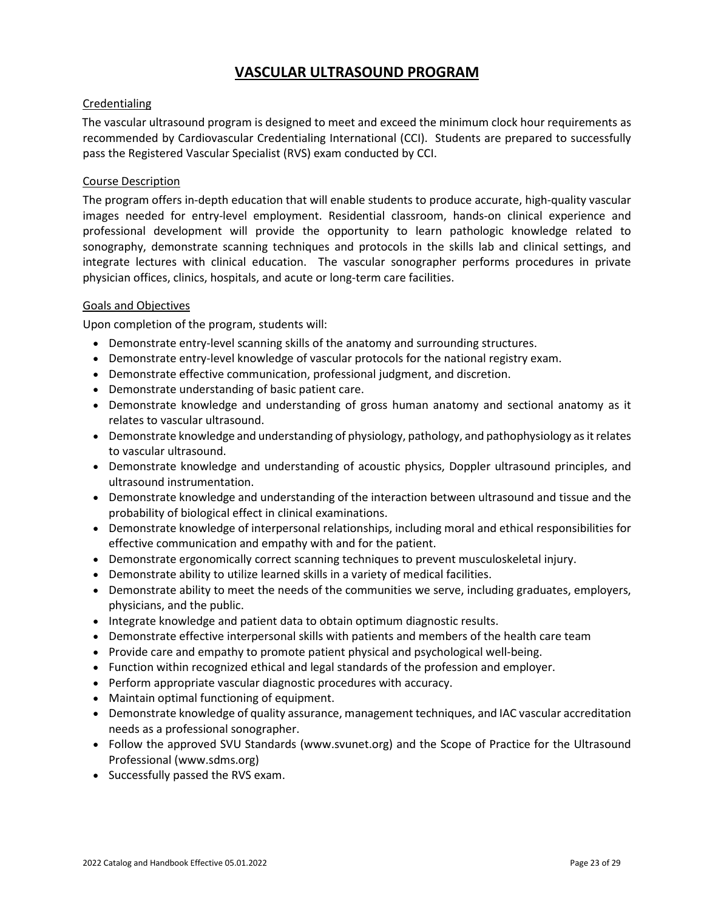# VASCULAR ULTRASOUND PROGRAM

## Credentialing

The vascular ultrasound program is designed to meet and exceed the minimum clock hour requirements as recommended by Cardiovascular Credentialing International (CCI). Students are prepared to successfully pass the Registered Vascular Specialist (RVS) exam conducted by CCI.

## Course Description

The program offers in-depth education that will enable students to produce accurate, high-quality vascular images needed for entry-level employment. Residential classroom, hands-on clinical experience and professional development will provide the opportunity to learn pathologic knowledge related to sonography, demonstrate scanning techniques and protocols in the skills lab and clinical settings, and integrate lectures with clinical education. The vascular sonographer performs procedures in private physician offices, clinics, hospitals, and acute or long-term care facilities.

## Goals and Objectives

Upon completion of the program, students will:

- Demonstrate entry-level scanning skills of the anatomy and surrounding structures.
- Demonstrate entry-level knowledge of vascular protocols for the national registry exam.
- Demonstrate effective communication, professional judgment, and discretion.
- Demonstrate understanding of basic patient care.
- Demonstrate knowledge and understanding of gross human anatomy and sectional anatomy as it relates to vascular ultrasound.
- Demonstrate knowledge and understanding of physiology, pathology, and pathophysiology as it relates to vascular ultrasound.
- Demonstrate knowledge and understanding of acoustic physics, Doppler ultrasound principles, and ultrasound instrumentation.
- Demonstrate knowledge and understanding of the interaction between ultrasound and tissue and the probability of biological effect in clinical examinations.
- Demonstrate knowledge of interpersonal relationships, including moral and ethical responsibilities for effective communication and empathy with and for the patient.
- Demonstrate ergonomically correct scanning techniques to prevent musculoskeletal injury.
- Demonstrate ability to utilize learned skills in a variety of medical facilities.
- Demonstrate ability to meet the needs of the communities we serve, including graduates, employers, physicians, and the public.
- Integrate knowledge and patient data to obtain optimum diagnostic results.
- Demonstrate effective interpersonal skills with patients and members of the health care team
- Provide care and empathy to promote patient physical and psychological well-being.
- Function within recognized ethical and legal standards of the profession and employer.
- Perform appropriate vascular diagnostic procedures with accuracy.
- Maintain optimal functioning of equipment.
- Demonstrate knowledge of quality assurance, management techniques, and IAC vascular accreditation needs as a professional sonographer.
- Follow the approved SVU Standards (www.svunet.org) and the Scope of Practice for the Ultrasound Professional (www.sdms.org)
- Successfully passed the RVS exam.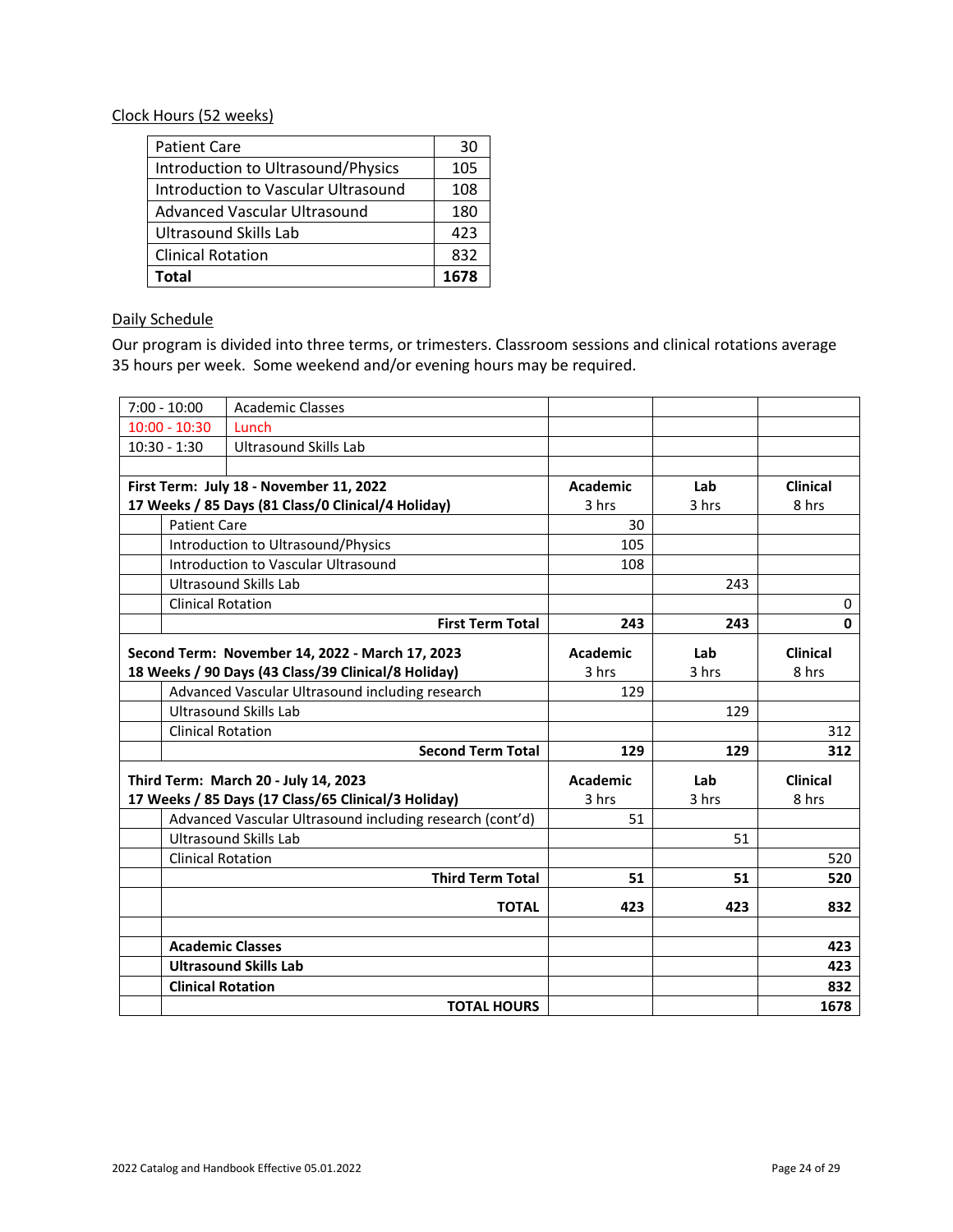Clock Hours (52 weeks)

| Patient Care | 30 |
|---|---|
| Introduction to Ultrasound/Physics | 105 |
| Introduction to Vascular Ultrasound | 108 |
| Advanced Vascular Ultrasound | 180 |
| Ultrasound Skills Lab | 423 |
| Clinical Rotation | 832 |
| **Total** | **1678** |

Daily Schedule

Our program is divided into three terms, or trimesters. Classroom sessions and clinical rotations average 35 hours per week. Some weekend and/or evening hours may be required.

| | | | | |
|---|---|---|---|---|
| 7:00 - 10:00 | Academic Classes | | | |
| 10:00 - 10:30 | Lunch | | | |
| 10:30 - 1:30 | Ultrasound Skills Lab | | | |
| | | | | |
| **First Term: July 18 - November 11, 2022**<br>**17 Weeks / 85 Days (81 Class/0 Clinical/4 Holiday)** | | **Academic**<br>3 hrs | **Lab**<br>3 hrs | **Clinical**<br>8 hrs |
| | Patient Care | 30 | | |
| | Introduction to Ultrasound/Physics | 105 | | |
| | Introduction to Vascular Ultrasound | 108 | | |
| | Ultrasound Skills Lab | | 243 | |
| | Clinical Rotation | | | 0 |
| | **First Term Total** | **243** | **243** | **0** |
| **Second Term: November 14, 2022 - March 17, 2023**<br>**18 Weeks / 90 Days (43 Class/39 Clinical/8 Holiday)** | | **Academic**<br>3 hrs | **Lab**<br>3 hrs | **Clinical**<br>8 hrs |
| | Advanced Vascular Ultrasound including research | 129 | | |
| | Ultrasound Skills Lab | | 129 | |
| | Clinical Rotation | | | 312 |
| | **Second Term Total** | **129** | **129** | **312** |
| **Third Term: March 20 - July 14, 2023**<br>**17 Weeks / 85 Days (17 Class/65 Clinical/3 Holiday)** | | **Academic**<br>3 hrs | **Lab**<br>3 hrs | **Clinical**<br>8 hrs |
| | Advanced Vascular Ultrasound including research (cont'd) | 51 | | |
| | Ultrasound Skills Lab | | 51 | |
| | Clinical Rotation | | | 520 |
| | **Third Term Total** | **51** | **51** | **520** |
| | **TOTAL** | **423** | **423** | **832** |
| | | | | |
| | **Academic Classes** | | | **423** |
| | **Ultrasound Skills Lab** | | | **423** |
| | **Clinical Rotation** | | | **832** |
| | **TOTAL HOURS** | | | **1678** |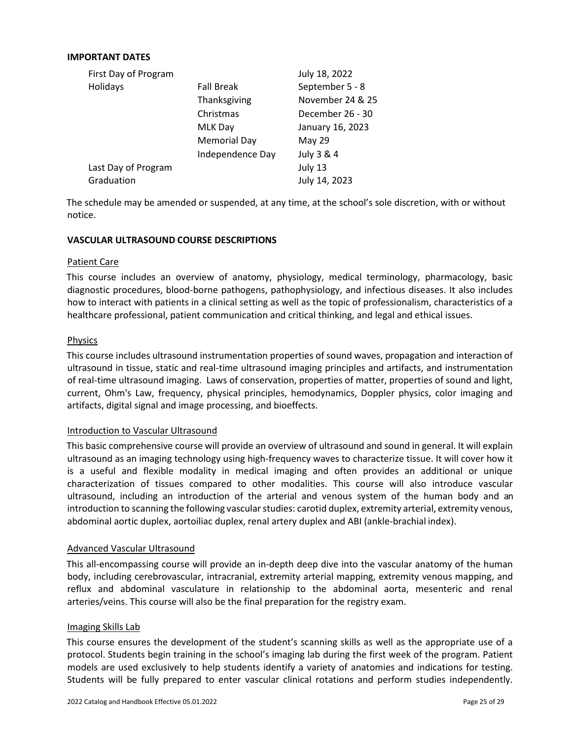## IMPORTANT DATES

| | | |
|---|---|---|
| First Day of Program | | July 18, 2022 |
| Holidays | Fall Break | September 5 - 8 |
| | Thanksgiving | November 24 & 25 |
| | Christmas | December 26 - 30 |
| | MLK Day | January 16, 2023 |
| | Memorial Day | May 29 |
| | Independence Day | July 3 & 4 |
| Last Day of Program | | July 13 |
| Graduation | | July 14, 2023 |

The schedule may be amended or suspended, at any time, at the school's sole discretion, with or without notice.

## VASCULAR ULTRASOUND COURSE DESCRIPTIONS

### Patient Care

This course includes an overview of anatomy, physiology, medical terminology, pharmacology, basic diagnostic procedures, blood-borne pathogens, pathophysiology, and infectious diseases. It also includes how to interact with patients in a clinical setting as well as the topic of professionalism, characteristics of a healthcare professional, patient communication and critical thinking, and legal and ethical issues.

### Physics

This course includes ultrasound instrumentation properties of sound waves, propagation and interaction of ultrasound in tissue, static and real-time ultrasound imaging principles and artifacts, and instrumentation of real-time ultrasound imaging. Laws of conservation, properties of matter, properties of sound and light, current, Ohm's Law, frequency, physical principles, hemodynamics, Doppler physics, color imaging and artifacts, digital signal and image processing, and bioeffects.

### Introduction to Vascular Ultrasound

This basic comprehensive course will provide an overview of ultrasound and sound in general. It will explain ultrasound as an imaging technology using high-frequency waves to characterize tissue. It will cover how it is a useful and flexible modality in medical imaging and often provides an additional or unique characterization of tissues compared to other modalities. This course will also introduce vascular ultrasound, including an introduction of the arterial and venous system of the human body and an introduction to scanning the following vascular studies: carotid duplex, extremity arterial, extremity venous, abdominal aortic duplex, aortoiliac duplex, renal artery duplex and ABI (ankle-brachial index).

### Advanced Vascular Ultrasound

This all-encompassing course will provide an in-depth deep dive into the vascular anatomy of the human body, including cerebrovascular, intracranial, extremity arterial mapping, extremity venous mapping, and reflux and abdominal vasculature in relationship to the abdominal aorta, mesenteric and renal arteries/veins. This course will also be the final preparation for the registry exam.

### Imaging Skills Lab

This course ensures the development of the student's scanning skills as well as the appropriate use of a protocol. Students begin training in the school's imaging lab during the first week of the program. Patient models are used exclusively to help students identify a variety of anatomies and indications for testing. Students will be fully prepared to enter vascular clinical rotations and perform studies independently.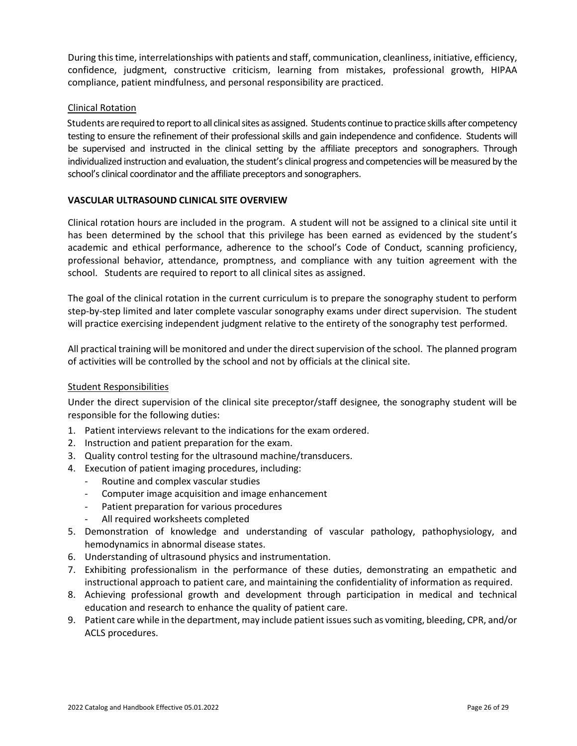During this time, interrelationships with patients and staff, communication, cleanliness, initiative, efficiency, confidence, judgment, constructive criticism, learning from mistakes, professional growth, HIPAA compliance, patient mindfulness, and personal responsibility are practiced.

### Clinical Rotation

Students are required to report to all clinical sites as assigned. Students continue to practice skills after competency testing to ensure the refinement of their professional skills and gain independence and confidence. Students will be supervised and instructed in the clinical setting by the affiliate preceptors and sonographers. Through individualized instruction and evaluation, the student's clinical progress and competencies will be measured by the school's clinical coordinator and the affiliate preceptors and sonographers.

## VASCULAR ULTRASOUND CLINICAL SITE OVERVIEW

Clinical rotation hours are included in the program. A student will not be assigned to a clinical site until it has been determined by the school that this privilege has been earned as evidenced by the student's academic and ethical performance, adherence to the school's Code of Conduct, scanning proficiency, professional behavior, attendance, promptness, and compliance with any tuition agreement with the school. Students are required to report to all clinical sites as assigned.

The goal of the clinical rotation in the current curriculum is to prepare the sonography student to perform step-by-step limited and later complete vascular sonography exams under direct supervision. The student will practice exercising independent judgment relative to the entirety of the sonography test performed.

All practical training will be monitored and under the direct supervision of the school. The planned program of activities will be controlled by the school and not by officials at the clinical site.

### Student Responsibilities

Under the direct supervision of the clinical site preceptor/staff designee, the sonography student will be responsible for the following duties:

1. Patient interviews relevant to the indications for the exam ordered.
2. Instruction and patient preparation for the exam.
3. Quality control testing for the ultrasound machine/transducers.
4. Execution of patient imaging procedures, including:
   - Routine and complex vascular studies
   - Computer image acquisition and image enhancement
   - Patient preparation for various procedures
   - All required worksheets completed
5. Demonstration of knowledge and understanding of vascular pathology, pathophysiology, and hemodynamics in abnormal disease states.
6. Understanding of ultrasound physics and instrumentation.
7. Exhibiting professionalism in the performance of these duties, demonstrating an empathetic and instructional approach to patient care, and maintaining the confidentiality of information as required.
8. Achieving professional growth and development through participation in medical and technical education and research to enhance the quality of patient care.
9. Patient care while in the department, may include patient issues such as vomiting, bleeding, CPR, and/or ACLS procedures.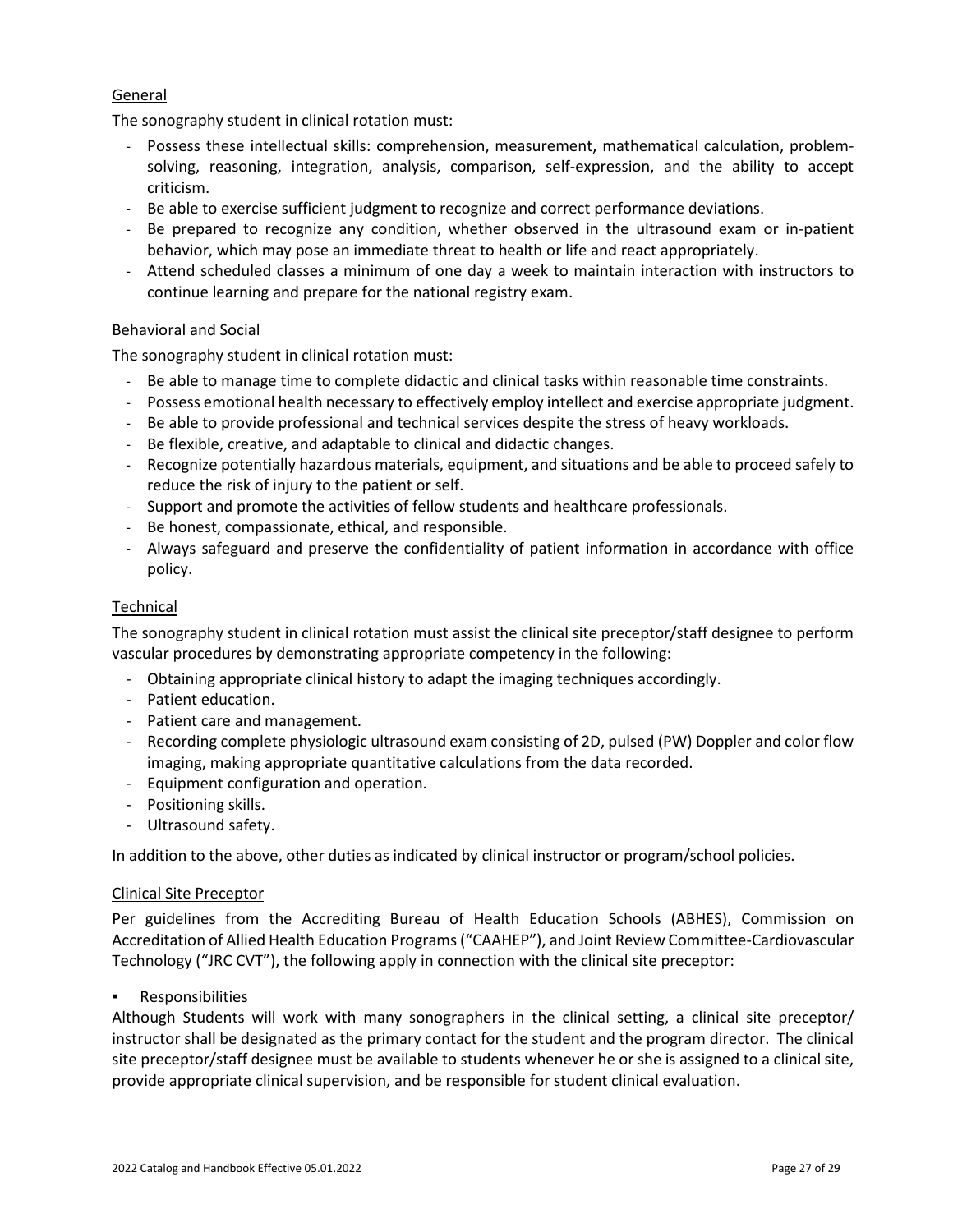<u>General</u>

The sonography student in clinical rotation must:

- Possess these intellectual skills: comprehension, measurement, mathematical calculation, problem-solving, reasoning, integration, analysis, comparison, self-expression, and the ability to accept criticism.
- Be able to exercise sufficient judgment to recognize and correct performance deviations.
- Be prepared to recognize any condition, whether observed in the ultrasound exam or in-patient behavior, which may pose an immediate threat to health or life and react appropriately.
- Attend scheduled classes a minimum of one day a week to maintain interaction with instructors to continue learning and prepare for the national registry exam.

<u>Behavioral and Social</u>

The sonography student in clinical rotation must:

- Be able to manage time to complete didactic and clinical tasks within reasonable time constraints.
- Possess emotional health necessary to effectively employ intellect and exercise appropriate judgment.
- Be able to provide professional and technical services despite the stress of heavy workloads.
- Be flexible, creative, and adaptable to clinical and didactic changes.
- Recognize potentially hazardous materials, equipment, and situations and be able to proceed safely to reduce the risk of injury to the patient or self.
- Support and promote the activities of fellow students and healthcare professionals.
- Be honest, compassionate, ethical, and responsible.
- Always safeguard and preserve the confidentiality of patient information in accordance with office policy.

<u>Technical</u>

The sonography student in clinical rotation must assist the clinical site preceptor/staff designee to perform vascular procedures by demonstrating appropriate competency in the following:

- Obtaining appropriate clinical history to adapt the imaging techniques accordingly.
- Patient education.
- Patient care and management.
- Recording complete physiologic ultrasound exam consisting of 2D, pulsed (PW) Doppler and color flow imaging, making appropriate quantitative calculations from the data recorded.
- Equipment configuration and operation.
- Positioning skills.
- Ultrasound safety.

In addition to the above, other duties as indicated by clinical instructor or program/school policies.

<u>Clinical Site Preceptor</u>

Per guidelines from the Accrediting Bureau of Health Education Schools (ABHES), Commission on Accreditation of Allied Health Education Programs ("CAAHEP"), and Joint Review Committee-Cardiovascular Technology ("JRC CVT"), the following apply in connection with the clinical site preceptor:

- Responsibilities

Although Students will work with many sonographers in the clinical setting, a clinical site preceptor/ instructor shall be designated as the primary contact for the student and the program director. The clinical site preceptor/staff designee must be available to students whenever he or she is assigned to a clinical site, provide appropriate clinical supervision, and be responsible for student clinical evaluation.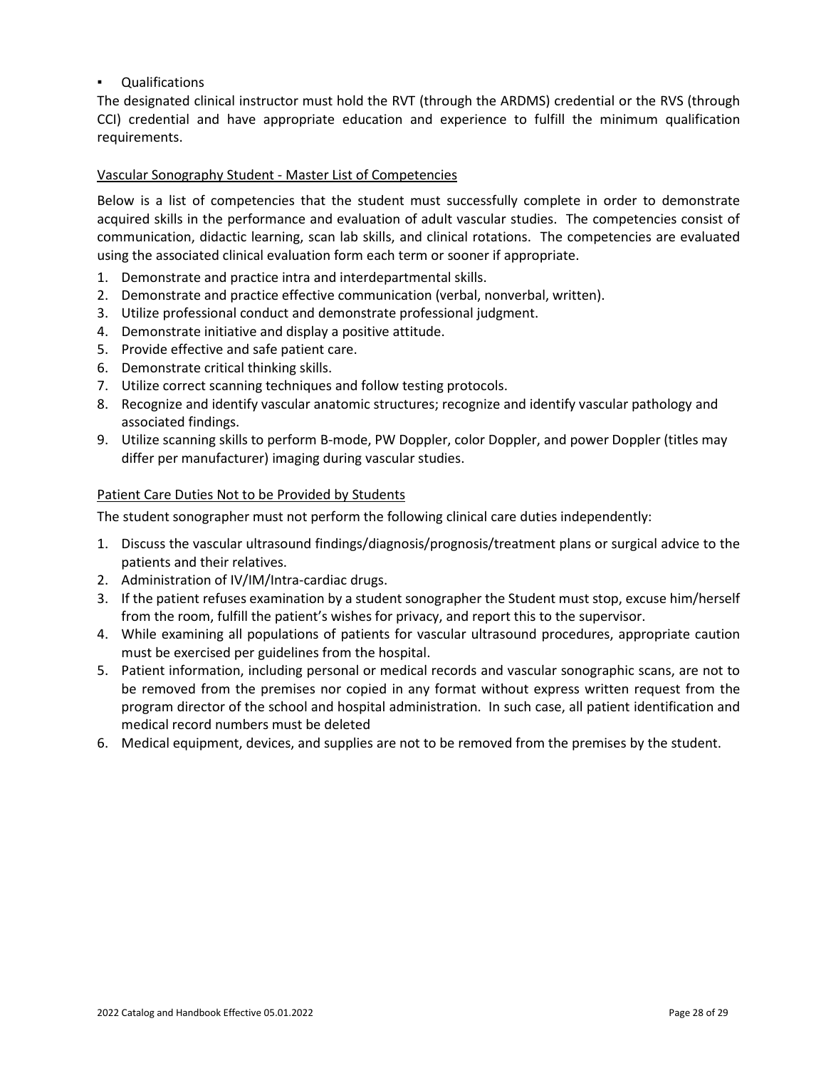- Qualifications

The designated clinical instructor must hold the RVT (through the ARDMS) credential or the RVS (through CCI) credential and have appropriate education and experience to fulfill the minimum qualification requirements.

<u>Vascular Sonography Student - Master List of Competencies</u>

Below is a list of competencies that the student must successfully complete in order to demonstrate acquired skills in the performance and evaluation of adult vascular studies. The competencies consist of communication, didactic learning, scan lab skills, and clinical rotations. The competencies are evaluated using the associated clinical evaluation form each term or sooner if appropriate.

1. Demonstrate and practice intra and interdepartmental skills.
2. Demonstrate and practice effective communication (verbal, nonverbal, written).
3. Utilize professional conduct and demonstrate professional judgment.
4. Demonstrate initiative and display a positive attitude.
5. Provide effective and safe patient care.
6. Demonstrate critical thinking skills.
7. Utilize correct scanning techniques and follow testing protocols.
8. Recognize and identify vascular anatomic structures; recognize and identify vascular pathology and associated findings.
9. Utilize scanning skills to perform B-mode, PW Doppler, color Doppler, and power Doppler (titles may differ per manufacturer) imaging during vascular studies.

<u>Patient Care Duties Not to be Provided by Students</u>

The student sonographer must not perform the following clinical care duties independently:

1. Discuss the vascular ultrasound findings/diagnosis/prognosis/treatment plans or surgical advice to the patients and their relatives.
2. Administration of IV/IM/Intra-cardiac drugs.
3. If the patient refuses examination by a student sonographer the Student must stop, excuse him/herself from the room, fulfill the patient's wishes for privacy, and report this to the supervisor.
4. While examining all populations of patients for vascular ultrasound procedures, appropriate caution must be exercised per guidelines from the hospital.
5. Patient information, including personal or medical records and vascular sonographic scans, are not to be removed from the premises nor copied in any format without express written request from the program director of the school and hospital administration. In such case, all patient identification and medical record numbers must be deleted
6. Medical equipment, devices, and supplies are not to be removed from the premises by the student.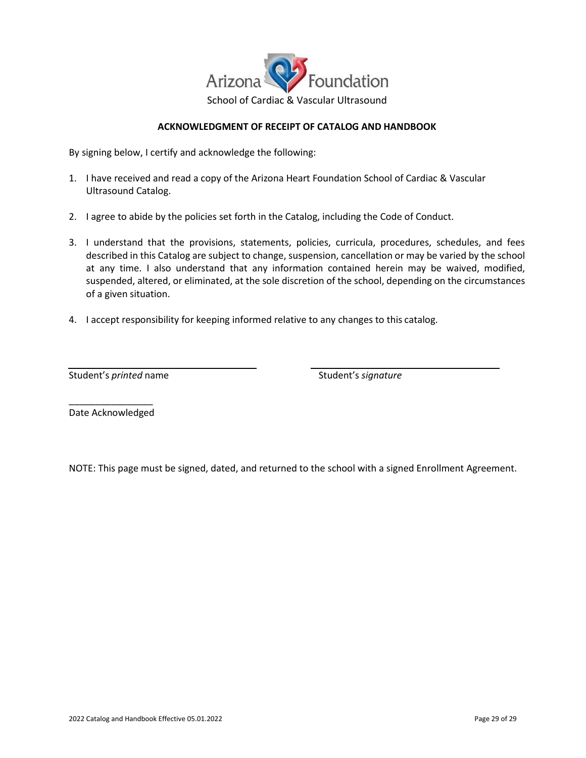Arizona Foundation

School of Cardiac & Vascular Ultrasound

## ACKNOWLEDGMENT OF RECEIPT OF CATALOG AND HANDBOOK

By signing below, I certify and acknowledge the following:

1. I have received and read a copy of the Arizona Heart Foundation School of Cardiac & Vascular Ultrasound Catalog.

2. I agree to abide by the policies set forth in the Catalog, including the Code of Conduct.

3. I understand that the provisions, statements, policies, curricula, procedures, schedules, and fees described in this Catalog are subject to change, suspension, cancellation or may be varied by the school at any time. I also understand that any information contained herein may be waived, modified, suspended, altered, or eliminated, at the sole discretion of the school, depending on the circumstances of a given situation.

4. I accept responsibility for keeping informed relative to any changes to this catalog.

______________________________ ______________________________

Student's *printed* name Student's *signature*

________________

Date Acknowledged

NOTE: This page must be signed, dated, and returned to the school with a signed Enrollment Agreement.